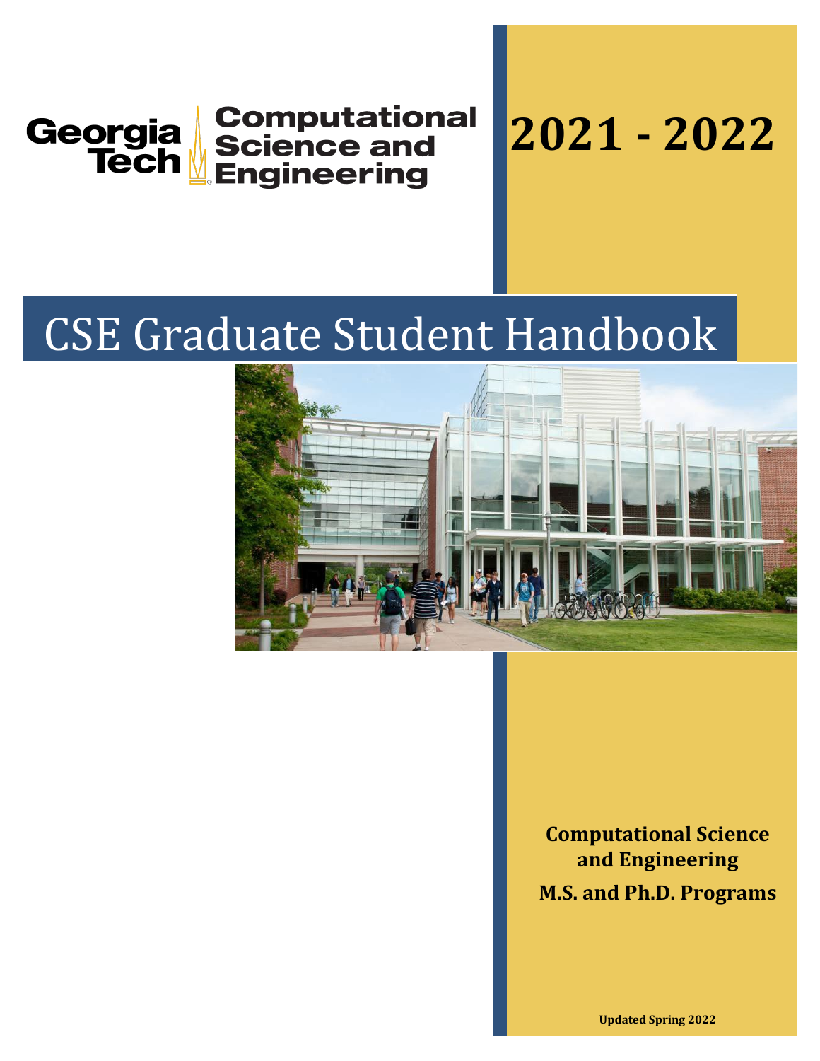Georgia Tech Computational Science and Engineering

# 2021 - 2022

# CSE Graduate Student Handbook

**Computational Science and Engineering**

**M.S. and Ph.D. Programs**

**Updated Spring 2022**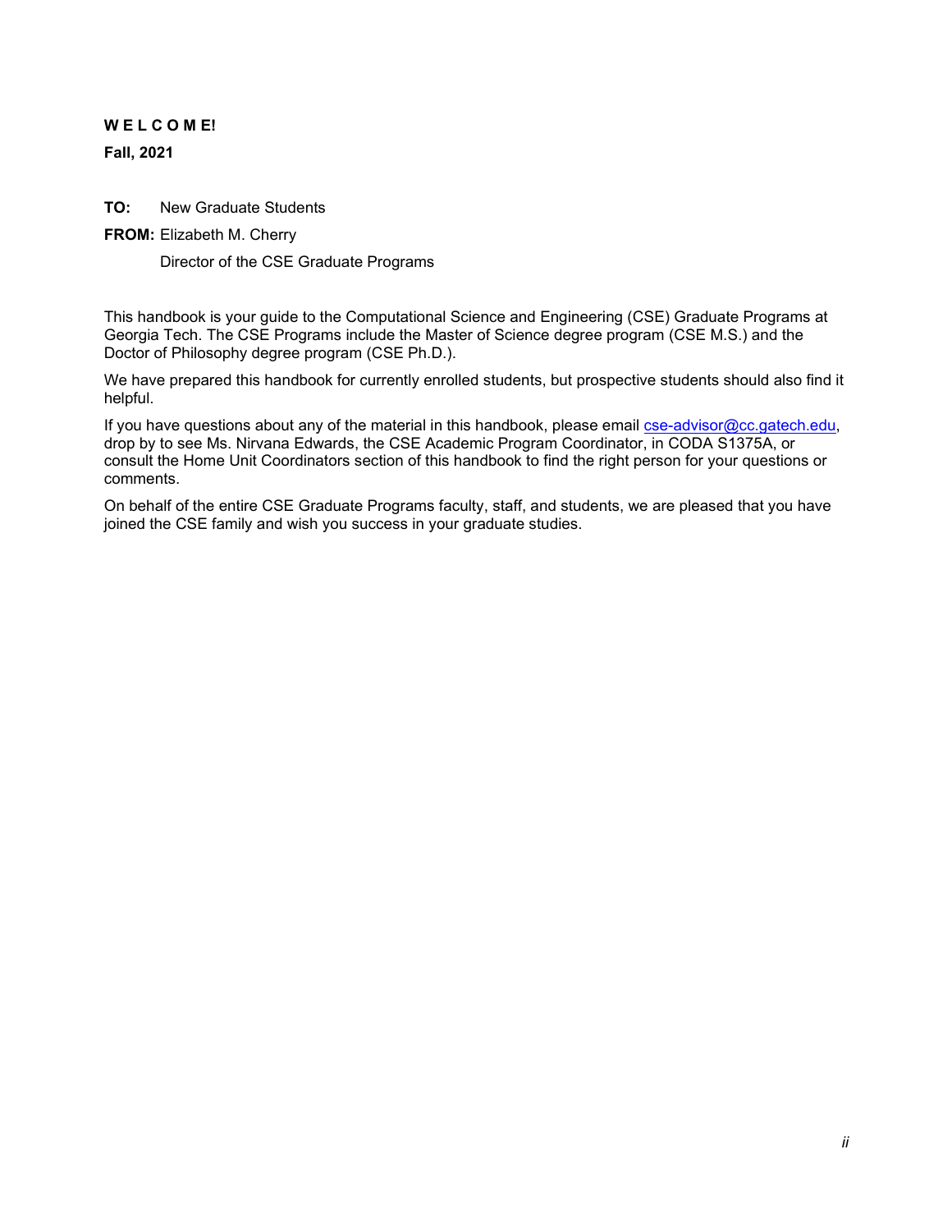**W E L C O M E!**

**Fall, 2021**

**TO:** New Graduate Students

**FROM:** Elizabeth M. Cherry

Director of the CSE Graduate Programs

This handbook is your guide to the Computational Science and Engineering (CSE) Graduate Programs at Georgia Tech. The CSE Programs include the Master of Science degree program (CSE M.S.) and the Doctor of Philosophy degree program (CSE Ph.D.).

We have prepared this handbook for currently enrolled students, but prospective students should also find it helpful.

If you have questions about any of the material in this handbook, please email cse-advisor@cc.gatech.edu, drop by to see Ms. Nirvana Edwards, the CSE Academic Program Coordinator, in CODA S1375A, or consult the Home Unit Coordinators section of this handbook to find the right person for your questions or comments.

On behalf of the entire CSE Graduate Programs faculty, staff, and students, we are pleased that you have joined the CSE family and wish you success in your graduate studies.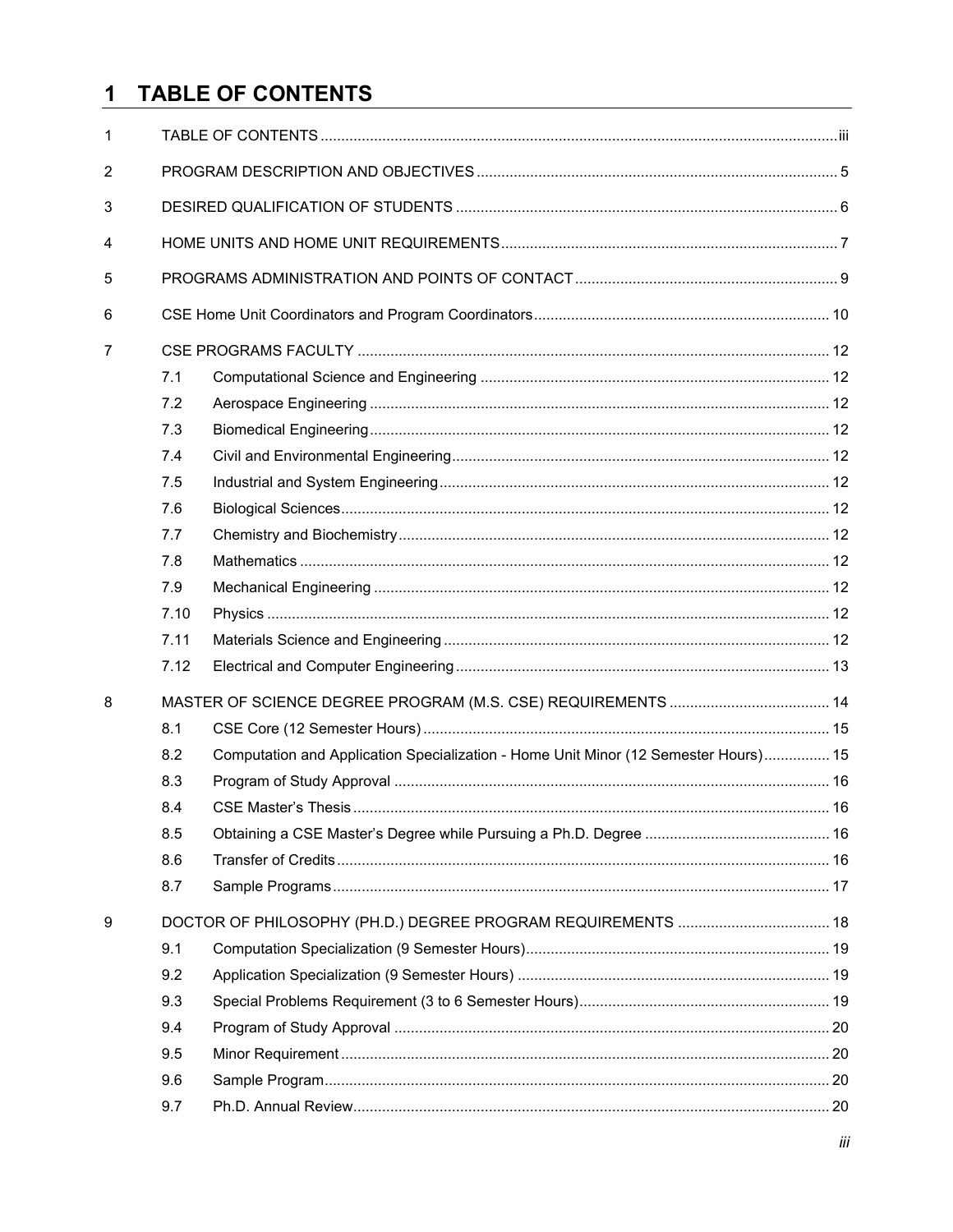# 1 TABLE OF CONTENTS

1 TABLE OF CONTENTS ........ iii

2 PROGRAM DESCRIPTION AND OBJECTIVES ........ 5

3 DESIRED QUALIFICATION OF STUDENTS ........ 6

4 HOME UNITS AND HOME UNIT REQUIREMENTS ........ 7

5 PROGRAMS ADMINISTRATION AND POINTS OF CONTACT ........ 9

6 CSE Home Unit Coordinators and Program Coordinators ........ 10

7 CSE PROGRAMS FACULTY ........ 12

- 7.1 Computational Science and Engineering ........ 12
- 7.2 Aerospace Engineering ........ 12
- 7.3 Biomedical Engineering ........ 12
- 7.4 Civil and Environmental Engineering ........ 12
- 7.5 Industrial and System Engineering ........ 12
- 7.6 Biological Sciences ........ 12
- 7.7 Chemistry and Biochemistry ........ 12
- 7.8 Mathematics ........ 12
- 7.9 Mechanical Engineering ........ 12
- 7.10 Physics ........ 12
- 7.11 Materials Science and Engineering ........ 12
- 7.12 Electrical and Computer Engineering ........ 13

8 MASTER OF SCIENCE DEGREE PROGRAM (M.S. CSE) REQUIREMENTS ........ 14

- 8.1 CSE Core (12 Semester Hours) ........ 15
- 8.2 Computation and Application Specialization - Home Unit Minor (12 Semester Hours) ........ 15
- 8.3 Program of Study Approval ........ 16
- 8.4 CSE Master's Thesis ........ 16
- 8.5 Obtaining a CSE Master's Degree while Pursuing a Ph.D. Degree ........ 16
- 8.6 Transfer of Credits ........ 16
- 8.7 Sample Programs ........ 17

9 DOCTOR OF PHILOSOPHY (PH.D.) DEGREE PROGRAM REQUIREMENTS ........ 18

- 9.1 Computation Specialization (9 Semester Hours) ........ 19
- 9.2 Application Specialization (9 Semester Hours) ........ 19
- 9.3 Special Problems Requirement (3 to 6 Semester Hours) ........ 19
- 9.4 Program of Study Approval ........ 20
- 9.5 Minor Requirement ........ 20
- 9.6 Sample Program ........ 20
- 9.7 Ph.D. Annual Review ........ 20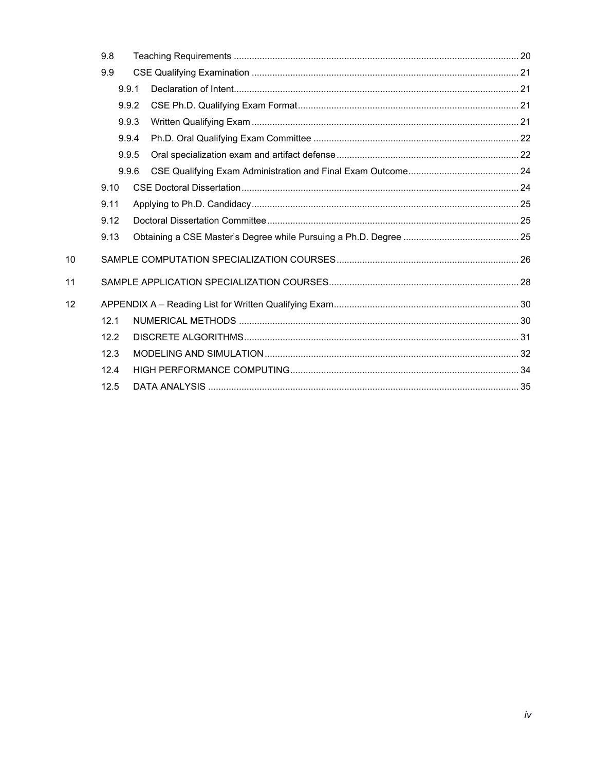- 9.8 Teaching Requirements ..... 20
- 9.9 CSE Qualifying Examination ..... 21
  - 9.9.1 Declaration of Intent ..... 21
  - 9.9.2 CSE Ph.D. Qualifying Exam Format ..... 21
  - 9.9.3 Written Qualifying Exam ..... 21
  - 9.9.4 Ph.D. Oral Qualifying Exam Committee ..... 22
  - 9.9.5 Oral specialization exam and artifact defense ..... 22
  - 9.9.6 CSE Qualifying Exam Administration and Final Exam Outcome ..... 24
- 9.10 CSE Doctoral Dissertation ..... 24
- 9.11 Applying to Ph.D. Candidacy ..... 25
- 9.12 Doctoral Dissertation Committee ..... 25
- 9.13 Obtaining a CSE Master's Degree while Pursuing a Ph.D. Degree ..... 25

10 SAMPLE COMPUTATION SPECIALIZATION COURSES ..... 26

11 SAMPLE APPLICATION SPECIALIZATION COURSES ..... 28

12 APPENDIX A – Reading List for Written Qualifying Exam ..... 30
- 12.1 NUMERICAL METHODS ..... 30
- 12.2 DISCRETE ALGORITHMS ..... 31
- 12.3 MODELING AND SIMULATION ..... 32
- 12.4 HIGH PERFORMANCE COMPUTING ..... 34
- 12.5 DATA ANALYSIS ..... 35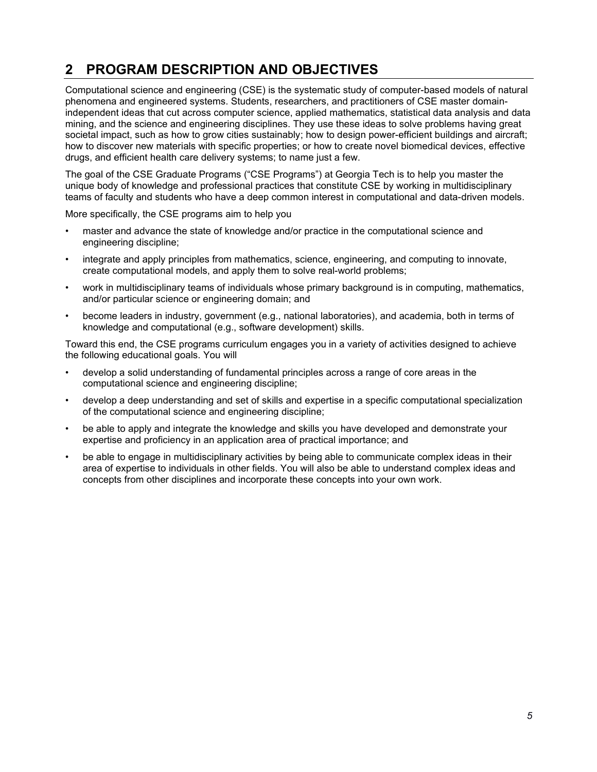# 2 PROGRAM DESCRIPTION AND OBJECTIVES

Computational science and engineering (CSE) is the systematic study of computer-based models of natural phenomena and engineered systems. Students, researchers, and practitioners of CSE master domain-independent ideas that cut across computer science, applied mathematics, statistical data analysis and data mining, and the science and engineering disciplines. They use these ideas to solve problems having great societal impact, such as how to grow cities sustainably; how to design power-efficient buildings and aircraft; how to discover new materials with specific properties; or how to create novel biomedical devices, effective drugs, and efficient health care delivery systems; to name just a few.

The goal of the CSE Graduate Programs ("CSE Programs") at Georgia Tech is to help you master the unique body of knowledge and professional practices that constitute CSE by working in multidisciplinary teams of faculty and students who have a deep common interest in computational and data-driven models.

More specifically, the CSE programs aim to help you

- master and advance the state of knowledge and/or practice in the computational science and engineering discipline;
- integrate and apply principles from mathematics, science, engineering, and computing to innovate, create computational models, and apply them to solve real-world problems;
- work in multidisciplinary teams of individuals whose primary background is in computing, mathematics, and/or particular science or engineering domain; and
- become leaders in industry, government (e.g., national laboratories), and academia, both in terms of knowledge and computational (e.g., software development) skills.

Toward this end, the CSE programs curriculum engages you in a variety of activities designed to achieve the following educational goals. You will

- develop a solid understanding of fundamental principles across a range of core areas in the computational science and engineering discipline;
- develop a deep understanding and set of skills and expertise in a specific computational specialization of the computational science and engineering discipline;
- be able to apply and integrate the knowledge and skills you have developed and demonstrate your expertise and proficiency in an application area of practical importance; and
- be able to engage in multidisciplinary activities by being able to communicate complex ideas in their area of expertise to individuals in other fields. You will also be able to understand complex ideas and concepts from other disciplines and incorporate these concepts into your own work.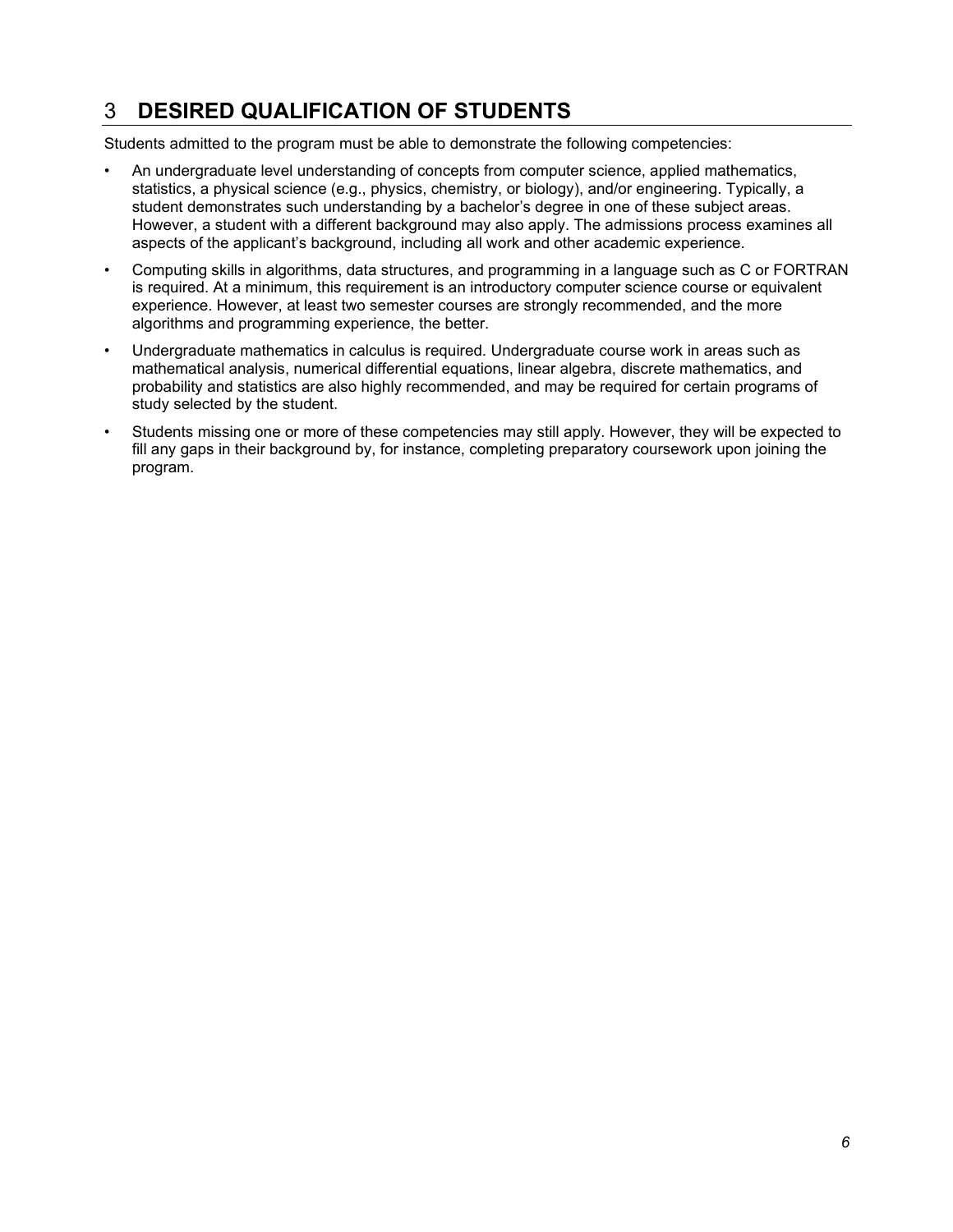# 3 DESIRED QUALIFICATION OF STUDENTS

Students admitted to the program must be able to demonstrate the following competencies:

- An undergraduate level understanding of concepts from computer science, applied mathematics, statistics, a physical science (e.g., physics, chemistry, or biology), and/or engineering. Typically, a student demonstrates such understanding by a bachelor's degree in one of these subject areas. However, a student with a different background may also apply. The admissions process examines all aspects of the applicant's background, including all work and other academic experience.
- Computing skills in algorithms, data structures, and programming in a language such as C or FORTRAN is required. At a minimum, this requirement is an introductory computer science course or equivalent experience. However, at least two semester courses are strongly recommended, and the more algorithms and programming experience, the better.
- Undergraduate mathematics in calculus is required. Undergraduate course work in areas such as mathematical analysis, numerical differential equations, linear algebra, discrete mathematics, and probability and statistics are also highly recommended, and may be required for certain programs of study selected by the student.
- Students missing one or more of these competencies may still apply. However, they will be expected to fill any gaps in their background by, for instance, completing preparatory coursework upon joining the program.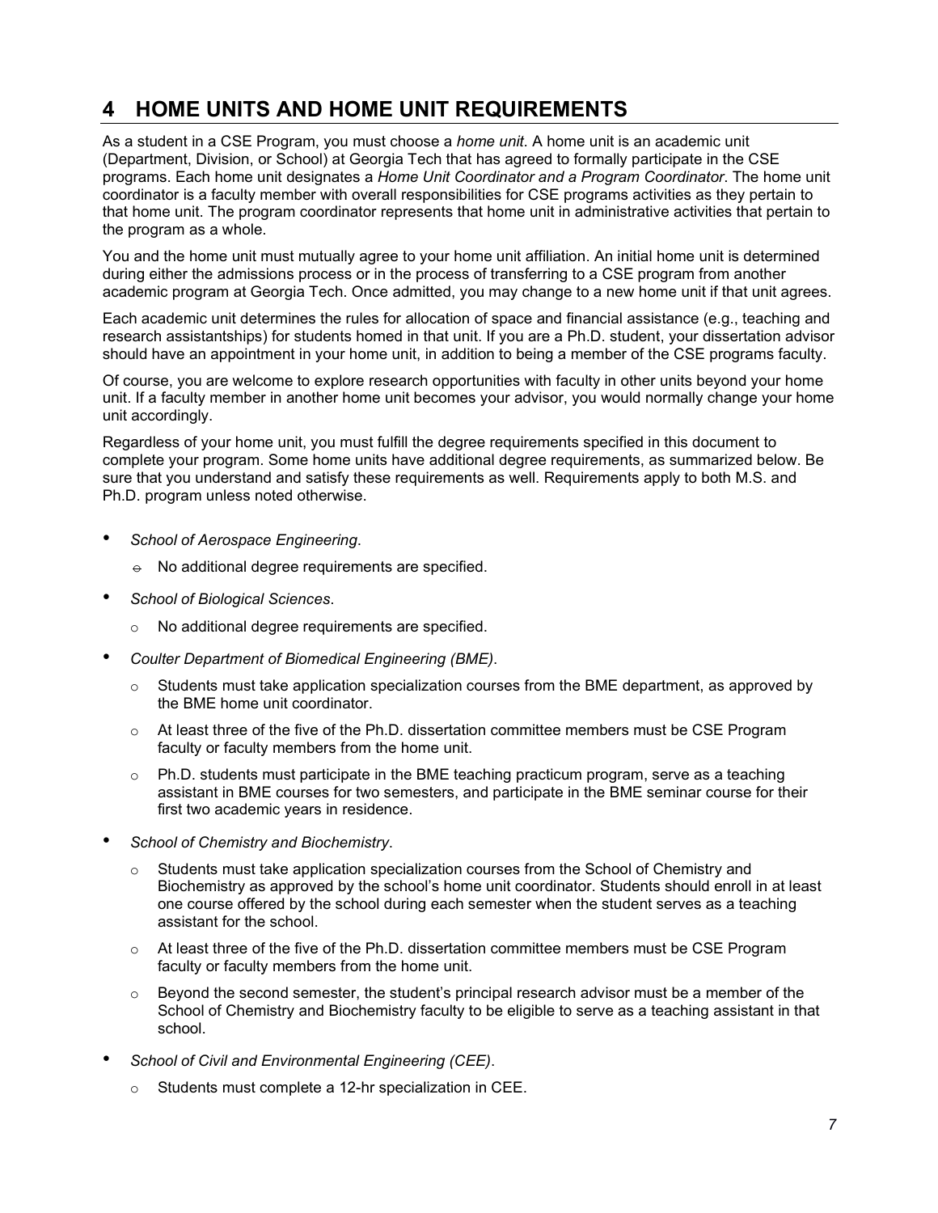# 4 HOME UNITS AND HOME UNIT REQUIREMENTS

As a student in a CSE Program, you must choose a *home unit*. A home unit is an academic unit (Department, Division, or School) at Georgia Tech that has agreed to formally participate in the CSE programs. Each home unit designates a *Home Unit Coordinator and a Program Coordinator*. The home unit coordinator is a faculty member with overall responsibilities for CSE programs activities as they pertain to that home unit. The program coordinator represents that home unit in administrative activities that pertain to the program as a whole.

You and the home unit must mutually agree to your home unit affiliation. An initial home unit is determined during either the admissions process or in the process of transferring to a CSE program from another academic program at Georgia Tech. Once admitted, you may change to a new home unit if that unit agrees.

Each academic unit determines the rules for allocation of space and financial assistance (e.g., teaching and research assistantships) for students homed in that unit. If you are a Ph.D. student, your dissertation advisor should have an appointment in your home unit, in addition to being a member of the CSE programs faculty.

Of course, you are welcome to explore research opportunities with faculty in other units beyond your home unit. If a faculty member in another home unit becomes your advisor, you would normally change your home unit accordingly.

Regardless of your home unit, you must fulfill the degree requirements specified in this document to complete your program. Some home units have additional degree requirements, as summarized below. Be sure that you understand and satisfy these requirements as well. Requirements apply to both M.S. and Ph.D. program unless noted otherwise.

- *School of Aerospace Engineering*.
  - No additional degree requirements are specified.
- *School of Biological Sciences*.
  - No additional degree requirements are specified.
- *Coulter Department of Biomedical Engineering (BME)*.
  - Students must take application specialization courses from the BME department, as approved by the BME home unit coordinator.
  - At least three of the five of the Ph.D. dissertation committee members must be CSE Program faculty or faculty members from the home unit.
  - Ph.D. students must participate in the BME teaching practicum program, serve as a teaching assistant in BME courses for two semesters, and participate in the BME seminar course for their first two academic years in residence.
- *School of Chemistry and Biochemistry*.
  - Students must take application specialization courses from the School of Chemistry and Biochemistry as approved by the school's home unit coordinator. Students should enroll in at least one course offered by the school during each semester when the student serves as a teaching assistant for the school.
  - At least three of the five of the Ph.D. dissertation committee members must be CSE Program faculty or faculty members from the home unit.
  - Beyond the second semester, the student's principal research advisor must be a member of the School of Chemistry and Biochemistry faculty to be eligible to serve as a teaching assistant in that school.
- *School of Civil and Environmental Engineering (CEE)*.
  - Students must complete a 12-hr specialization in CEE.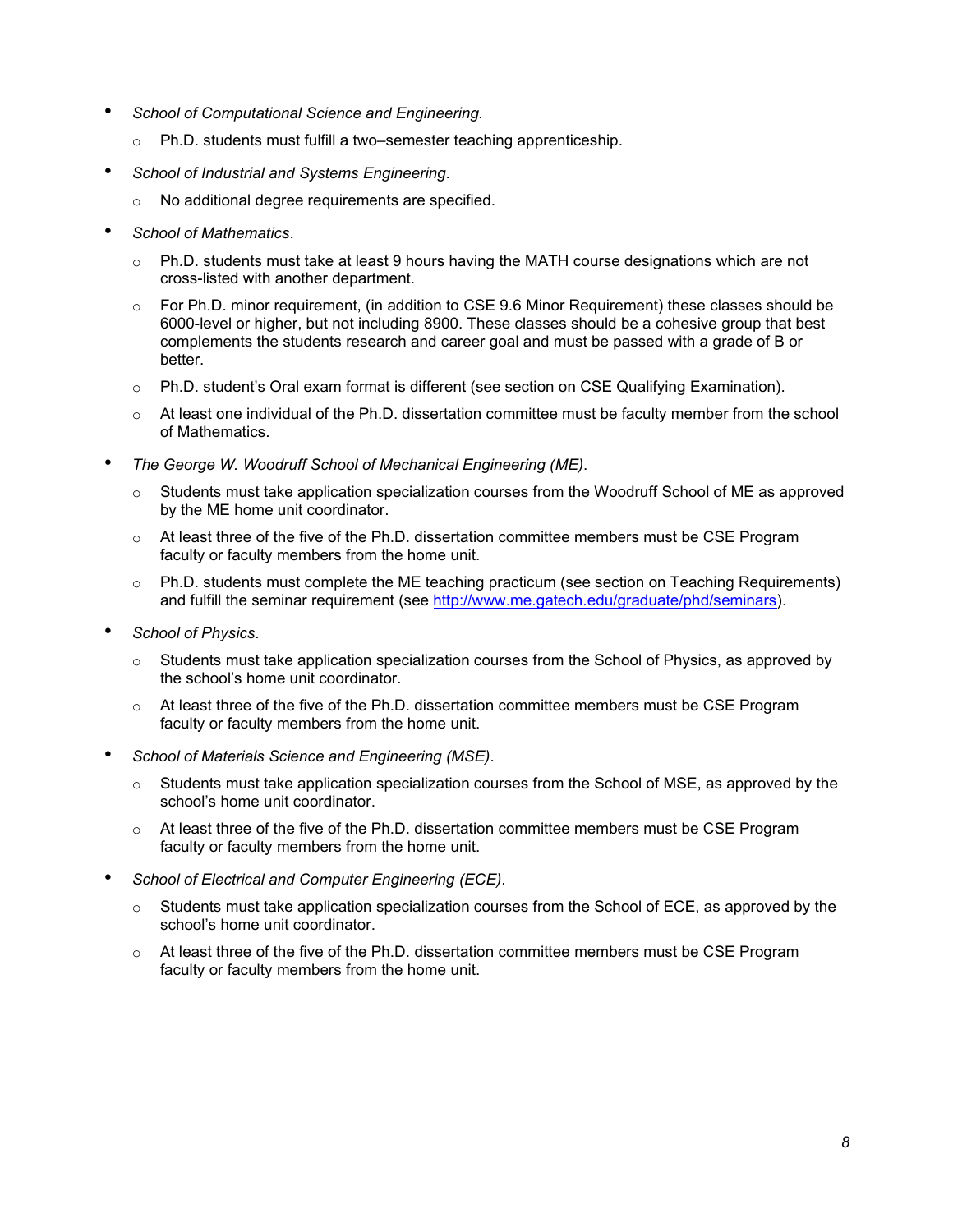- *School of Computational Science and Engineering.*
  - Ph.D. students must fulfill a two–semester teaching apprenticeship.
- *School of Industrial and Systems Engineering*.
  - No additional degree requirements are specified.
- *School of Mathematics*.
  - Ph.D. students must take at least 9 hours having the MATH course designations which are not cross-listed with another department.
  - For Ph.D. minor requirement, (in addition to CSE 9.6 Minor Requirement) these classes should be 6000-level or higher, but not including 8900. These classes should be a cohesive group that best complements the students research and career goal and must be passed with a grade of B or better.
  - Ph.D. student's Oral exam format is different (see section on CSE Qualifying Examination).
  - At least one individual of the Ph.D. dissertation committee must be faculty member from the school of Mathematics.
- *The George W. Woodruff School of Mechanical Engineering (ME)*.
  - Students must take application specialization courses from the Woodruff School of ME as approved by the ME home unit coordinator.
  - At least three of the five of the Ph.D. dissertation committee members must be CSE Program faculty or faculty members from the home unit.
  - Ph.D. students must complete the ME teaching practicum (see section on Teaching Requirements) and fulfill the seminar requirement (see http://www.me.gatech.edu/graduate/phd/seminars).
- *School of Physics*.
  - Students must take application specialization courses from the School of Physics, as approved by the school's home unit coordinator.
  - At least three of the five of the Ph.D. dissertation committee members must be CSE Program faculty or faculty members from the home unit.
- *School of Materials Science and Engineering (MSE)*.
  - Students must take application specialization courses from the School of MSE, as approved by the school's home unit coordinator.
  - At least three of the five of the Ph.D. dissertation committee members must be CSE Program faculty or faculty members from the home unit.
- *School of Electrical and Computer Engineering (ECE)*.
  - Students must take application specialization courses from the School of ECE, as approved by the school's home unit coordinator.
  - At least three of the five of the Ph.D. dissertation committee members must be CSE Program faculty or faculty members from the home unit.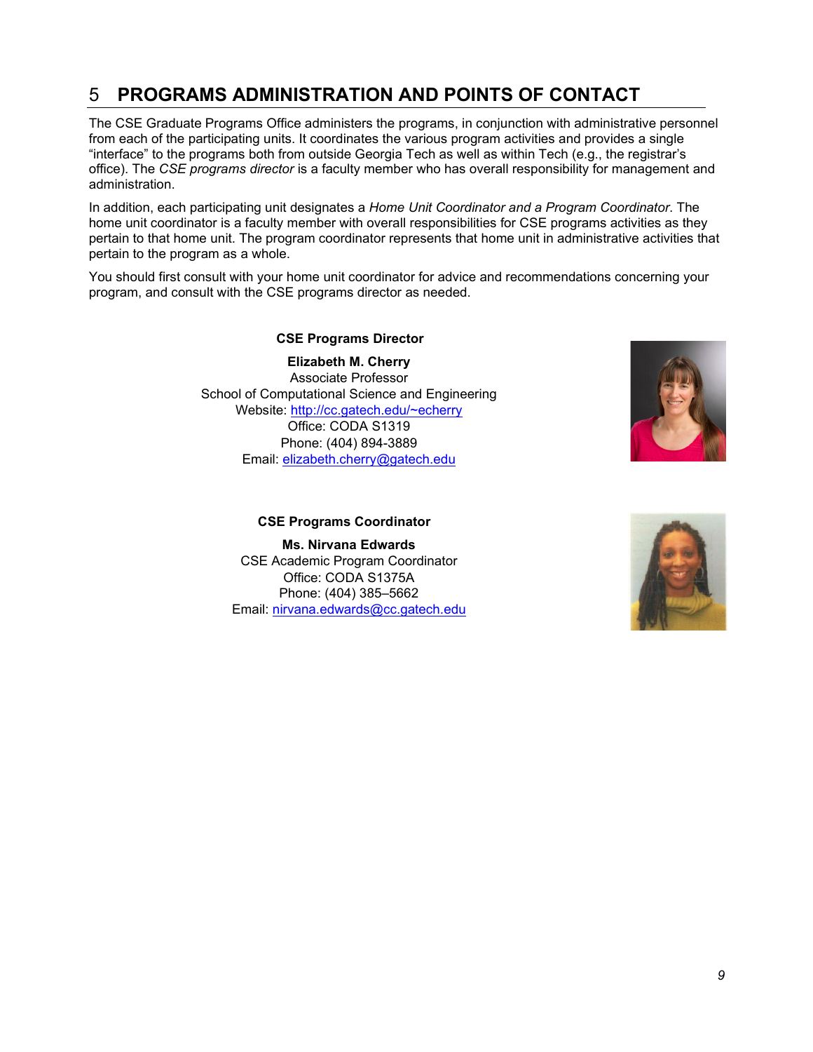# 5 PROGRAMS ADMINISTRATION AND POINTS OF CONTACT

The CSE Graduate Programs Office administers the programs, in conjunction with administrative personnel from each of the participating units. It coordinates the various program activities and provides a single "interface" to the programs both from outside Georgia Tech as well as within Tech (e.g., the registrar's office). The *CSE programs director* is a faculty member who has overall responsibility for management and administration.

In addition, each participating unit designates a *Home Unit Coordinator and a Program Coordinator*. The home unit coordinator is a faculty member with overall responsibilities for CSE programs activities as they pertain to that home unit. The program coordinator represents that home unit in administrative activities that pertain to the program as a whole.

You should first consult with your home unit coordinator for advice and recommendations concerning your program, and consult with the CSE programs director as needed.

**CSE Programs Director**

**Elizabeth M. Cherry**
Associate Professor
School of Computational Science and Engineering
Website: http://cc.gatech.edu/~echerry
Office: CODA S1319
Phone: (404) 894-3889
Email: elizabeth.cherry@gatech.edu

**CSE Programs Coordinator**

**Ms. Nirvana Edwards**
CSE Academic Program Coordinator
Office: CODA S1375A
Phone: (404) 385–5662
Email: nirvana.edwards@cc.gatech.edu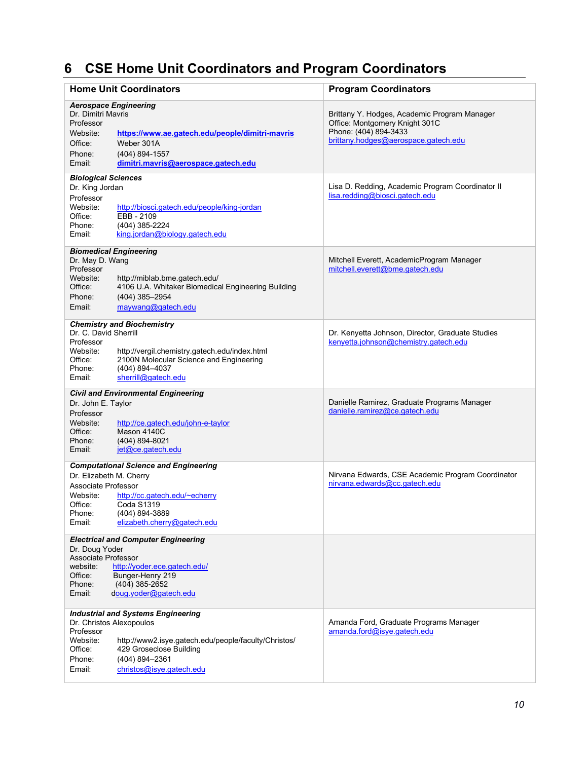# 6 CSE Home Unit Coordinators and Program Coordinators

| Home Unit Coordinators | Program Coordinators |
|---|---|
| ***Aerospace Engineering***<br>Dr. Dimitri Mavris<br>Professor<br>Website: **https://www.ae.gatech.edu/people/dimitri-mavris**<br>Office: Weber 301A<br>Phone: (404) 894-1557<br>Email: **dimitri.mavris@aerospace.gatech.edu** | Brittany Y. Hodges, Academic Program Manager<br>Office: Montgomery Knight 301C<br>Phone: (404) 894-3433<br>brittany.hodges@aerospace.gatech.edu |
| ***Biological Sciences***<br>Dr. King Jordan<br>Professor<br>Website: http://biosci.gatech.edu/people/king-jordan<br>Office: EBB - 2109<br>Phone: (404) 385-2224<br>Email: king.jordan@biology.gatech.edu | Lisa D. Redding, Academic Program Coordinator II<br>lisa.redding@biosci.gatech.edu |
| ***Biomedical Engineering***<br>Dr. May D. Wang<br>Professor<br>Website: http://miblab.bme.gatech.edu/<br>Office: 4106 U.A. Whitaker Biomedical Engineering Building<br>Phone: (404) 385–2954<br>Email: maywang@gatech.edu | Mitchell Everett, AcademicProgram Manager<br>mitchell.everett@bme.gatech.edu |
| ***Chemistry and Biochemistry***<br>Dr. C. David Sherrill<br>Professor<br>Website: http://vergil.chemistry.gatech.edu/index.html<br>Office: 2100N Molecular Science and Engineering<br>Phone: (404) 894–4037<br>Email: sherrill@gatech.edu | Dr. Kenyetta Johnson, Director, Graduate Studies<br>kenyetta.johnson@chemistry.gatech.edu |
| ***Civil and Environmental Engineering***<br>Dr. John E. Taylor<br>Professor<br>Website: http://ce.gatech.edu/john-e-taylor<br>Office: Mason 4140C<br>Phone: (404) 894-8021<br>Email: jet@ce.gatech.edu | Danielle Ramirez, Graduate Programs Manager<br>danielle.ramirez@ce.gatech.edu |
| ***Computational Science and Engineering***<br>Dr. Elizabeth M. Cherry<br>Associate Professor<br>Website: http://cc.gatech.edu/~echerry<br>Office: Coda S1319<br>Phone: (404) 894-3889<br>Email: elizabeth.cherry@gatech.edu | Nirvana Edwards, CSE Academic Program Coordinator<br>nirvana.edwards@cc.gatech.edu |
| ***Electrical and Computer Engineering***<br>Dr. Doug Yoder<br>Associate Professor<br>website: http://yoder.ece.gatech.edu/<br>Office: Bunger-Henry 219<br>Phone: (404) 385-2652<br>Email: doug.yoder@gatech.edu | |
| ***Industrial and Systems Engineering***<br>Dr. Christos Alexopoulos<br>Professor<br>Website: http://www2.isye.gatech.edu/people/faculty/Christos/<br>Office: 429 Groseclose Building<br>Phone: (404) 894–2361<br>Email: christos@isye.gatech.edu | Amanda Ford, Graduate Programs Manager<br>amanda.ford@isye.gatech.edu |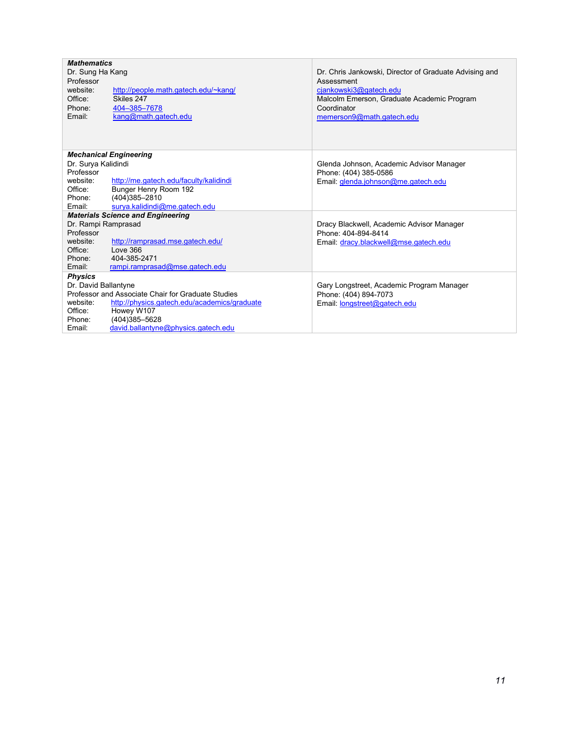| | |
|---|---|
| ***Mathematics***<br>Dr. Sung Ha Kang<br>Professor<br>website: http://people.math.gatech.edu/~kang/<br>Office: Skiles 247<br>Phone: 404–385–7678<br>Email: kang@math.gatech.edu | Dr. Chris Jankowski, Director of Graduate Advising and Assessment<br>cjankowski3@gatech.edu<br>Malcolm Emerson, Graduate Academic Program Coordinator<br>memerson9@math.gatech.edu |
| ***Mechanical Engineering***<br>Dr. Surya Kalidindi<br>Professor<br>website: http://me.gatech.edu/faculty/kalidindi<br>Office: Bunger Henry Room 192<br>Phone: (404)385–2810<br>Email: surya.kalidindi@me.gatech.edu | Glenda Johnson, Academic Advisor Manager<br>Phone: (404) 385-0586<br>Email: glenda.johnson@me.gatech.edu |
| ***Materials Science and Engineering***<br>Dr. Rampi Ramprasad<br>Professor<br>website: http://ramprasad.mse.gatech.edu/<br>Office: Love 366<br>Phone: 404-385-2471<br>Email: rampi.ramprasad@mse.gatech.edu | Dracy Blackwell, Academic Advisor Manager<br>Phone: 404-894-8414<br>Email: dracy.blackwell@mse.gatech.edu |
| ***Physics***<br>Dr. David Ballantyne<br>Professor and Associate Chair for Graduate Studies<br>website: http://physics.gatech.edu/academics/graduate<br>Office: Howey W107<br>Phone: (404)385–5628<br>Email: david.ballantyne@physics.gatech.edu | Gary Longstreet, Academic Program Manager<br>Phone: (404) 894-7073<br>Email: longstreet@gatech.edu |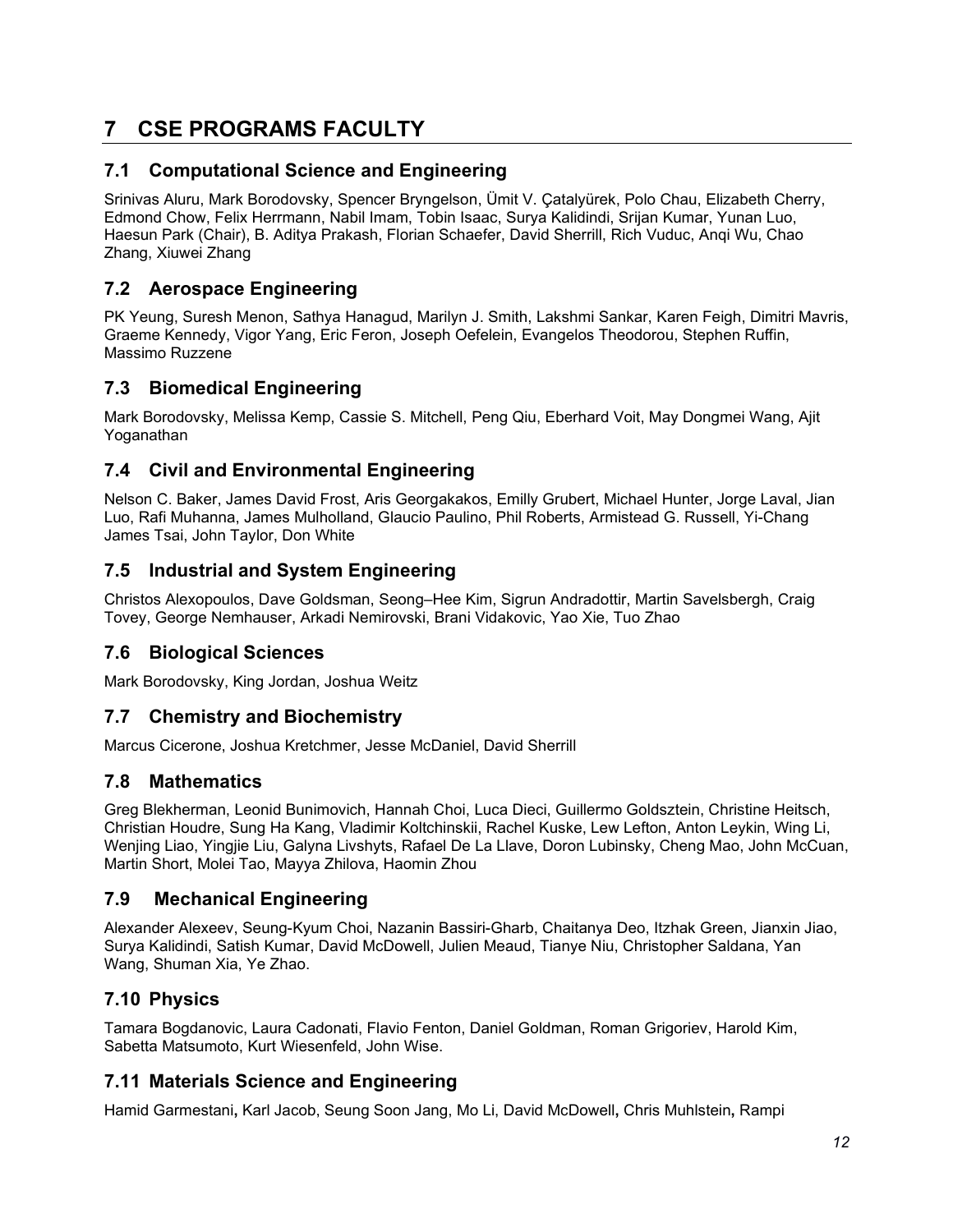# 7 CSE PROGRAMS FACULTY

## 7.1 Computational Science and Engineering

Srinivas Aluru, Mark Borodovsky, Spencer Bryngelson, Ümit V. Çatalyürek, Polo Chau, Elizabeth Cherry, Edmond Chow, Felix Herrmann, Nabil Imam, Tobin Isaac, Surya Kalidindi, Srijan Kumar, Yunan Luo, Haesun Park (Chair), B. Aditya Prakash, Florian Schaefer, David Sherrill, Rich Vuduc, Anqi Wu, Chao Zhang, Xiuwei Zhang

## 7.2 Aerospace Engineering

PK Yeung, Suresh Menon, Sathya Hanagud, Marilyn J. Smith, Lakshmi Sankar, Karen Feigh, Dimitri Mavris, Graeme Kennedy, Vigor Yang, Eric Feron, Joseph Oefelein, Evangelos Theodorou, Stephen Ruffin, Massimo Ruzzene

## 7.3 Biomedical Engineering

Mark Borodovsky, Melissa Kemp, Cassie S. Mitchell, Peng Qiu, Eberhard Voit, May Dongmei Wang, Ajit Yoganathan

## 7.4 Civil and Environmental Engineering

Nelson C. Baker, James David Frost, Aris Georgakakos, Emilly Grubert, Michael Hunter, Jorge Laval, Jian Luo, Rafi Muhanna, James Mulholland, Glaucio Paulino, Phil Roberts, Armistead G. Russell, Yi-Chang James Tsai, John Taylor, Don White

## 7.5 Industrial and System Engineering

Christos Alexopoulos, Dave Goldsman, Seong–Hee Kim, Sigrun Andradottir, Martin Savelsbergh, Craig Tovey, George Nemhauser, Arkadi Nemirovski, Brani Vidakovic, Yao Xie, Tuo Zhao

## 7.6 Biological Sciences

Mark Borodovsky, King Jordan, Joshua Weitz

## 7.7 Chemistry and Biochemistry

Marcus Cicerone, Joshua Kretchmer, Jesse McDaniel, David Sherrill

## 7.8 Mathematics

Greg Blekherman, Leonid Bunimovich, Hannah Choi, Luca Dieci, Guillermo Goldsztein, Christine Heitsch, Christian Houdre, Sung Ha Kang, Vladimir Koltchinskii, Rachel Kuske, Lew Lefton, Anton Leykin, Wing Li, Wenjing Liao, Yingjie Liu, Galyna Livshyts, Rafael De La Llave, Doron Lubinsky, Cheng Mao, John McCuan, Martin Short, Molei Tao, Mayya Zhilova, Haomin Zhou

## 7.9 Mechanical Engineering

Alexander Alexeev, Seung-Kyum Choi, Nazanin Bassiri-Gharb, Chaitanya Deo, Itzhak Green, Jianxin Jiao, Surya Kalidindi, Satish Kumar, David McDowell, Julien Meaud, Tianye Niu, Christopher Saldana, Yan Wang, Shuman Xia, Ye Zhao.

## 7.10 Physics

Tamara Bogdanovic, Laura Cadonati, Flavio Fenton, Daniel Goldman, Roman Grigoriev, Harold Kim, Sabetta Matsumoto, Kurt Wiesenfeld, John Wise.

## 7.11 Materials Science and Engineering

Hamid Garmestani**,** Karl Jacob, Seung Soon Jang, Mo Li, David McDowell**,** Chris Muhlstein**,** Rampi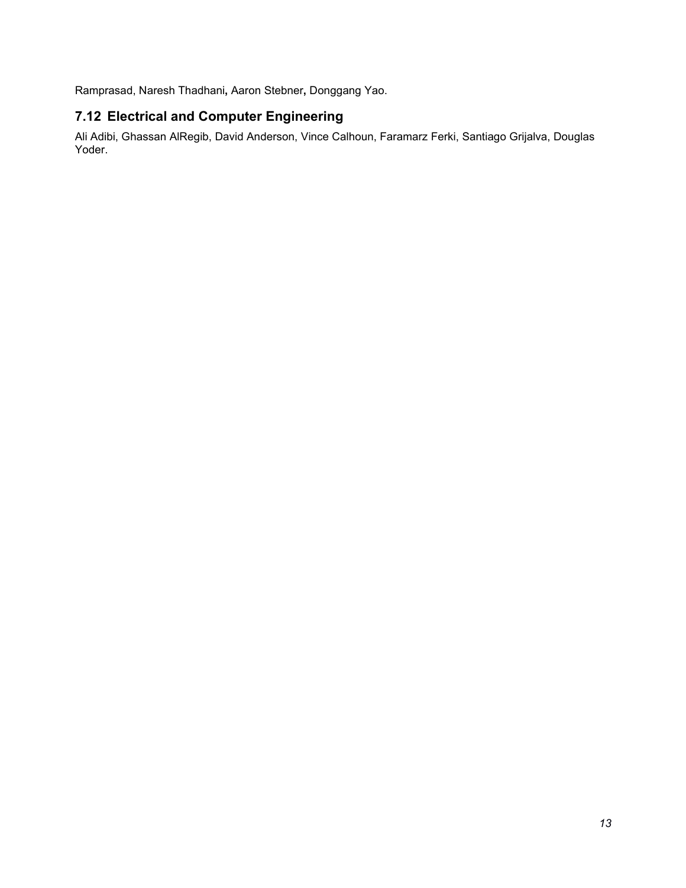Ramprasad, Naresh Thadhani, Aaron Stebner, Donggang Yao.

## 7.12 Electrical and Computer Engineering

Ali Adibi, Ghassan AlRegib, David Anderson, Vince Calhoun, Faramarz Ferki, Santiago Grijalva, Douglas Yoder.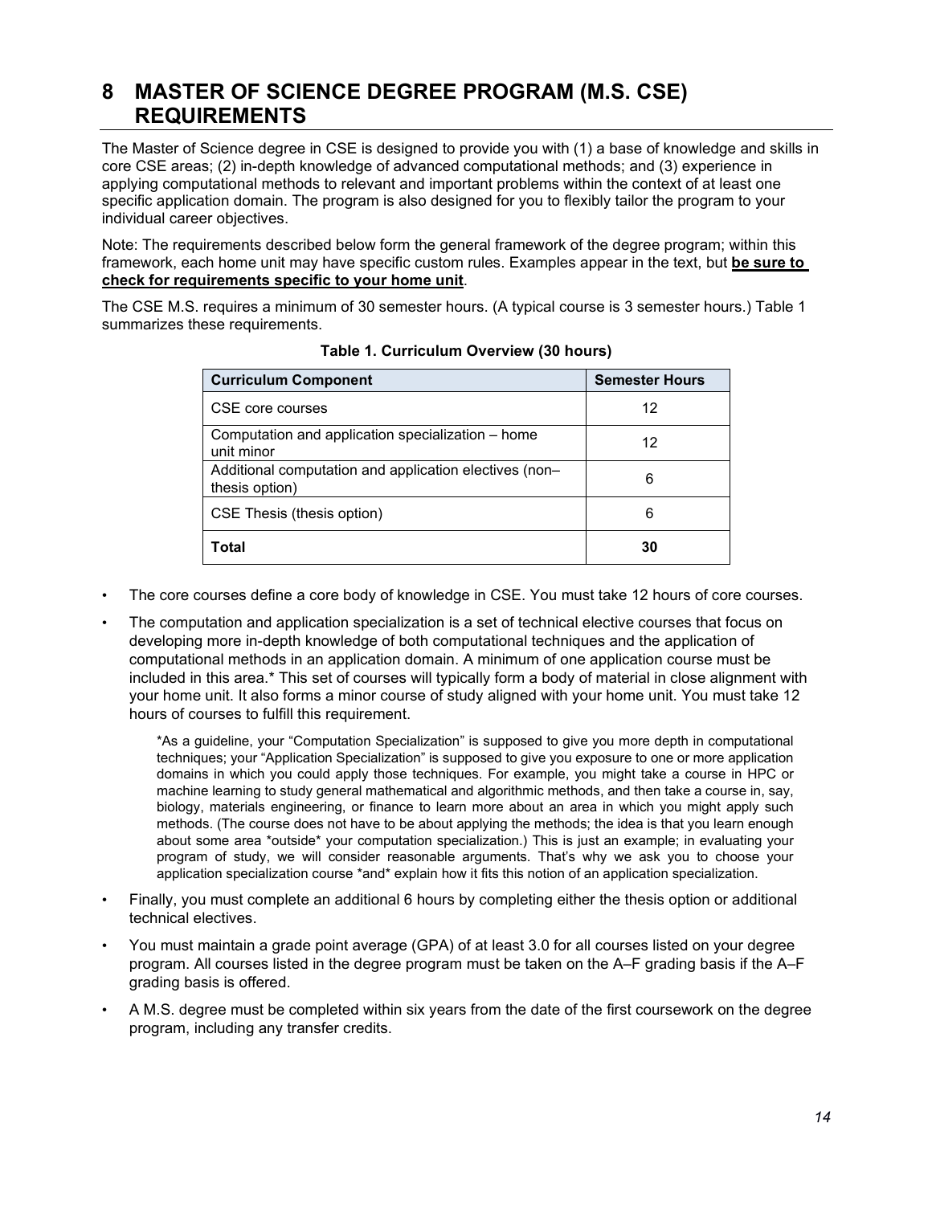# 8 MASTER OF SCIENCE DEGREE PROGRAM (M.S. CSE) REQUIREMENTS

The Master of Science degree in CSE is designed to provide you with (1) a base of knowledge and skills in core CSE areas; (2) in-depth knowledge of advanced computational methods; and (3) experience in applying computational methods to relevant and important problems within the context of at least one specific application domain. The program is also designed for you to flexibly tailor the program to your individual career objectives.

Note: The requirements described below form the general framework of the degree program; within this framework, each home unit may have specific custom rules. Examples appear in the text, but **be sure to check for requirements specific to your home unit**.

The CSE M.S. requires a minimum of 30 semester hours. (A typical course is 3 semester hours.) Table 1 summarizes these requirements.

**Table 1. Curriculum Overview (30 hours)**

| Curriculum Component | Semester Hours |
|---|---|
| CSE core courses | 12 |
| Computation and application specialization – home unit minor | 12 |
| Additional computation and application electives (non–thesis option) | 6 |
| CSE Thesis (thesis option) | 6 |
| **Total** | **30** |

- The core courses define a core body of knowledge in CSE. You must take 12 hours of core courses.
- The computation and application specialization is a set of technical elective courses that focus on developing more in-depth knowledge of both computational techniques and the application of computational methods in an application domain. A minimum of one application course must be included in this area.* This set of courses will typically form a body of material in close alignment with your home unit. It also forms a minor course of study aligned with your home unit. You must take 12 hours of courses to fulfill this requirement.

  *As a guideline, your "Computation Specialization" is supposed to give you more depth in computational techniques; your "Application Specialization" is supposed to give you exposure to one or more application domains in which you could apply those techniques. For example, you might take a course in HPC or machine learning to study general mathematical and algorithmic methods, and then take a course in, say, biology, materials engineering, or finance to learn more about an area in which you might apply such methods. (The course does not have to be about applying the methods; the idea is that you learn enough about some area *outside* your computation specialization.) This is just an example; in evaluating your program of study, we will consider reasonable arguments. That's why we ask you to choose your application specialization course *and* explain how it fits this notion of an application specialization.

- Finally, you must complete an additional 6 hours by completing either the thesis option or additional technical electives.
- You must maintain a grade point average (GPA) of at least 3.0 for all courses listed on your degree program. All courses listed in the degree program must be taken on the A–F grading basis if the A–F grading basis is offered.
- A M.S. degree must be completed within six years from the date of the first coursework on the degree program, including any transfer credits.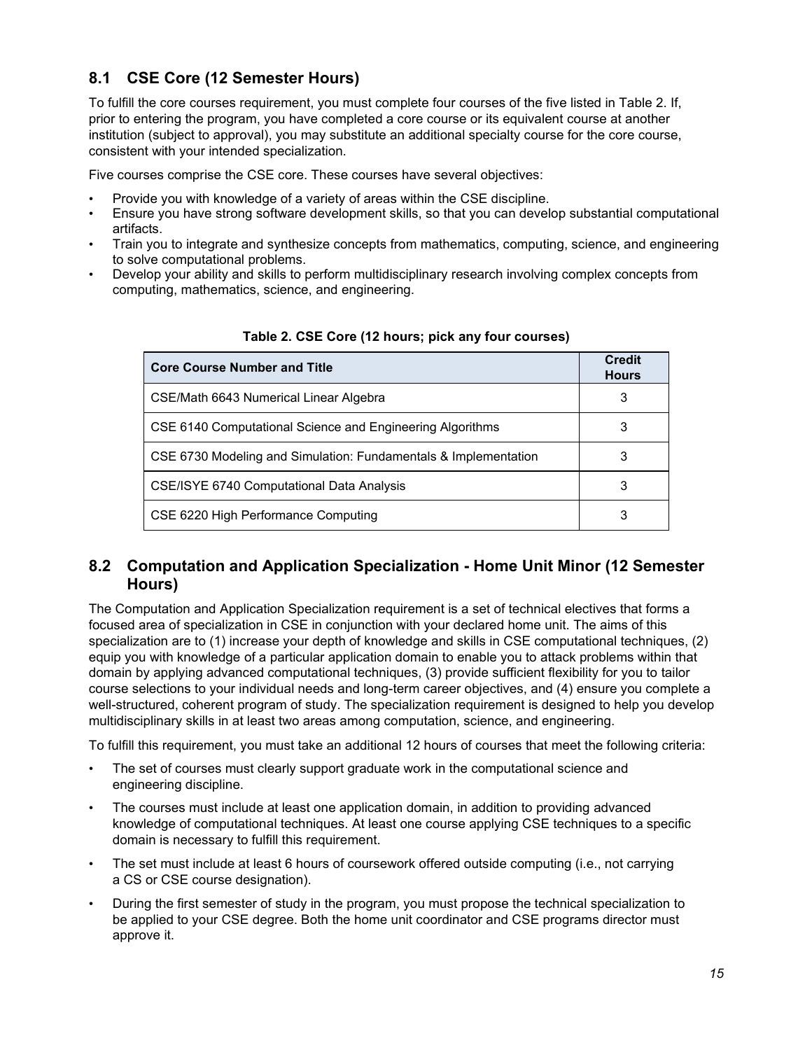## 8.1 CSE Core (12 Semester Hours)

To fulfill the core courses requirement, you must complete four courses of the five listed in Table 2. If, prior to entering the program, you have completed a core course or its equivalent course at another institution (subject to approval), you may substitute an additional specialty course for the core course, consistent with your intended specialization.

Five courses comprise the CSE core. These courses have several objectives:

- Provide you with knowledge of a variety of areas within the CSE discipline.
- Ensure you have strong software development skills, so that you can develop substantial computational artifacts.
- Train you to integrate and synthesize concepts from mathematics, computing, science, and engineering to solve computational problems.
- Develop your ability and skills to perform multidisciplinary research involving complex concepts from computing, mathematics, science, and engineering.

**Table 2. CSE Core (12 hours; pick any four courses)**

| Core Course Number and Title | Credit Hours |
|---|---|
| CSE/Math 6643 Numerical Linear Algebra | 3 |
| CSE 6140 Computational Science and Engineering Algorithms | 3 |
| CSE 6730 Modeling and Simulation: Fundamentals & Implementation | 3 |
| CSE/ISYE 6740 Computational Data Analysis | 3 |
| CSE 6220 High Performance Computing | 3 |

## 8.2 Computation and Application Specialization - Home Unit Minor (12 Semester Hours)

The Computation and Application Specialization requirement is a set of technical electives that forms a focused area of specialization in CSE in conjunction with your declared home unit. The aims of this specialization are to (1) increase your depth of knowledge and skills in CSE computational techniques, (2) equip you with knowledge of a particular application domain to enable you to attack problems within that domain by applying advanced computational techniques, (3) provide sufficient flexibility for you to tailor course selections to your individual needs and long-term career objectives, and (4) ensure you complete a well-structured, coherent program of study. The specialization requirement is designed to help you develop multidisciplinary skills in at least two areas among computation, science, and engineering.

To fulfill this requirement, you must take an additional 12 hours of courses that meet the following criteria:

- The set of courses must clearly support graduate work in the computational science and engineering discipline.
- The courses must include at least one application domain, in addition to providing advanced knowledge of computational techniques. At least one course applying CSE techniques to a specific domain is necessary to fulfill this requirement.
- The set must include at least 6 hours of coursework offered outside computing (i.e., not carrying a CS or CSE course designation).
- During the first semester of study in the program, you must propose the technical specialization to be applied to your CSE degree. Both the home unit coordinator and CSE programs director must approve it.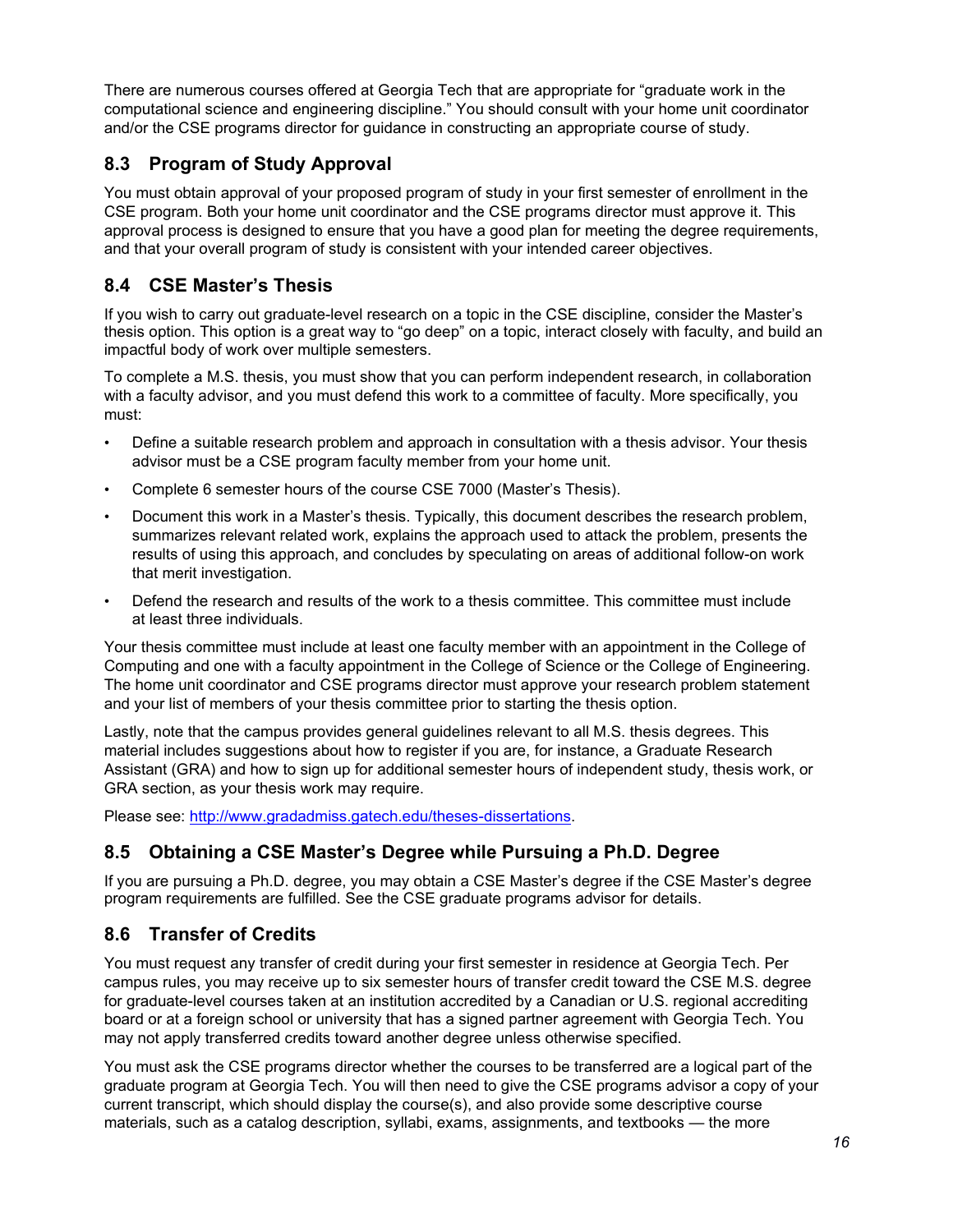There are numerous courses offered at Georgia Tech that are appropriate for "graduate work in the computational science and engineering discipline." You should consult with your home unit coordinator and/or the CSE programs director for guidance in constructing an appropriate course of study.

## 8.3 Program of Study Approval

You must obtain approval of your proposed program of study in your first semester of enrollment in the CSE program. Both your home unit coordinator and the CSE programs director must approve it. This approval process is designed to ensure that you have a good plan for meeting the degree requirements, and that your overall program of study is consistent with your intended career objectives.

## 8.4 CSE Master's Thesis

If you wish to carry out graduate-level research on a topic in the CSE discipline, consider the Master's thesis option. This option is a great way to "go deep" on a topic, interact closely with faculty, and build an impactful body of work over multiple semesters.

To complete a M.S. thesis, you must show that you can perform independent research, in collaboration with a faculty advisor, and you must defend this work to a committee of faculty. More specifically, you must:

- Define a suitable research problem and approach in consultation with a thesis advisor. Your thesis advisor must be a CSE program faculty member from your home unit.
- Complete 6 semester hours of the course CSE 7000 (Master's Thesis).
- Document this work in a Master's thesis. Typically, this document describes the research problem, summarizes relevant related work, explains the approach used to attack the problem, presents the results of using this approach, and concludes by speculating on areas of additional follow-on work that merit investigation.
- Defend the research and results of the work to a thesis committee. This committee must include at least three individuals.

Your thesis committee must include at least one faculty member with an appointment in the College of Computing and one with a faculty appointment in the College of Science or the College of Engineering. The home unit coordinator and CSE programs director must approve your research problem statement and your list of members of your thesis committee prior to starting the thesis option.

Lastly, note that the campus provides general guidelines relevant to all M.S. thesis degrees. This material includes suggestions about how to register if you are, for instance, a Graduate Research Assistant (GRA) and how to sign up for additional semester hours of independent study, thesis work, or GRA section, as your thesis work may require.

Please see: http://www.gradadmiss.gatech.edu/theses-dissertations.

## 8.5 Obtaining a CSE Master's Degree while Pursuing a Ph.D. Degree

If you are pursuing a Ph.D. degree, you may obtain a CSE Master's degree if the CSE Master's degree program requirements are fulfilled. See the CSE graduate programs advisor for details.

## 8.6 Transfer of Credits

You must request any transfer of credit during your first semester in residence at Georgia Tech. Per campus rules, you may receive up to six semester hours of transfer credit toward the CSE M.S. degree for graduate-level courses taken at an institution accredited by a Canadian or U.S. regional accrediting board or at a foreign school or university that has a signed partner agreement with Georgia Tech. You may not apply transferred credits toward another degree unless otherwise specified.

You must ask the CSE programs director whether the courses to be transferred are a logical part of the graduate program at Georgia Tech. You will then need to give the CSE programs advisor a copy of your current transcript, which should display the course(s), and also provide some descriptive course materials, such as a catalog description, syllabi, exams, assignments, and textbooks — the more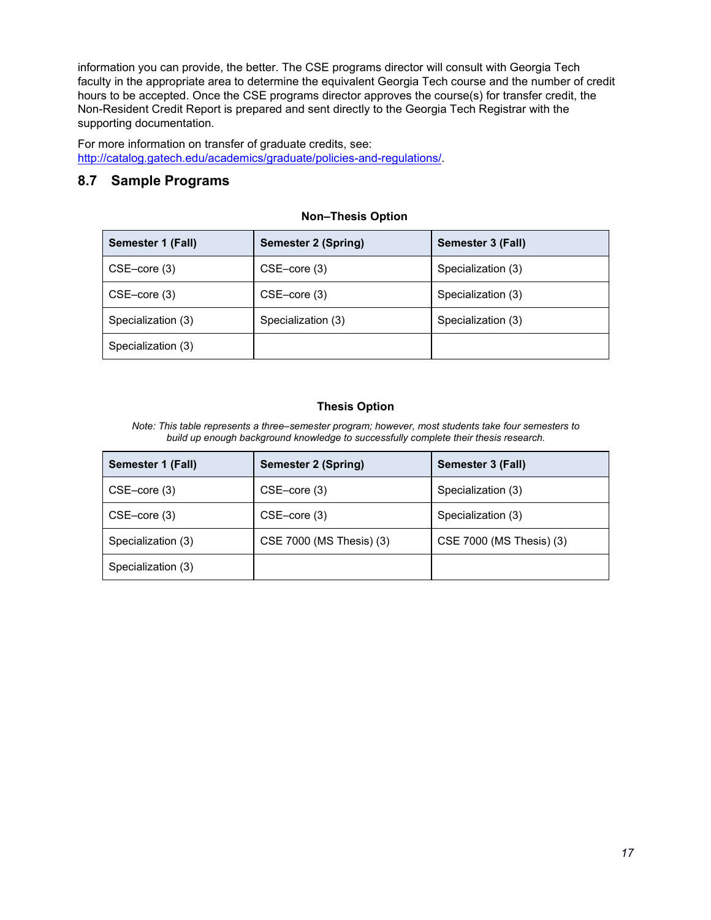information you can provide, the better. The CSE programs director will consult with Georgia Tech faculty in the appropriate area to determine the equivalent Georgia Tech course and the number of credit hours to be accepted. Once the CSE programs director approves the course(s) for transfer credit, the Non-Resident Credit Report is prepared and sent directly to the Georgia Tech Registrar with the supporting documentation.

For more information on transfer of graduate credits, see: http://catalog.gatech.edu/academics/graduate/policies-and-regulations/.

## 8.7 Sample Programs

**Non–Thesis Option**

| Semester 1 (Fall) | Semester 2 (Spring) | Semester 3 (Fall) |
|---|---|---|
| CSE–core (3) | CSE–core (3) | Specialization (3) |
| CSE–core (3) | CSE–core (3) | Specialization (3) |
| Specialization (3) | Specialization (3) | Specialization (3) |
| Specialization (3) | | |

**Thesis Option**

*Note: This table represents a three–semester program; however, most students take four semesters to build up enough background knowledge to successfully complete their thesis research.*

| Semester 1 (Fall) | Semester 2 (Spring) | Semester 3 (Fall) |
|---|---|---|
| CSE–core (3) | CSE–core (3) | Specialization (3) |
| CSE–core (3) | CSE–core (3) | Specialization (3) |
| Specialization (3) | CSE 7000 (MS Thesis) (3) | CSE 7000 (MS Thesis) (3) |
| Specialization (3) | | |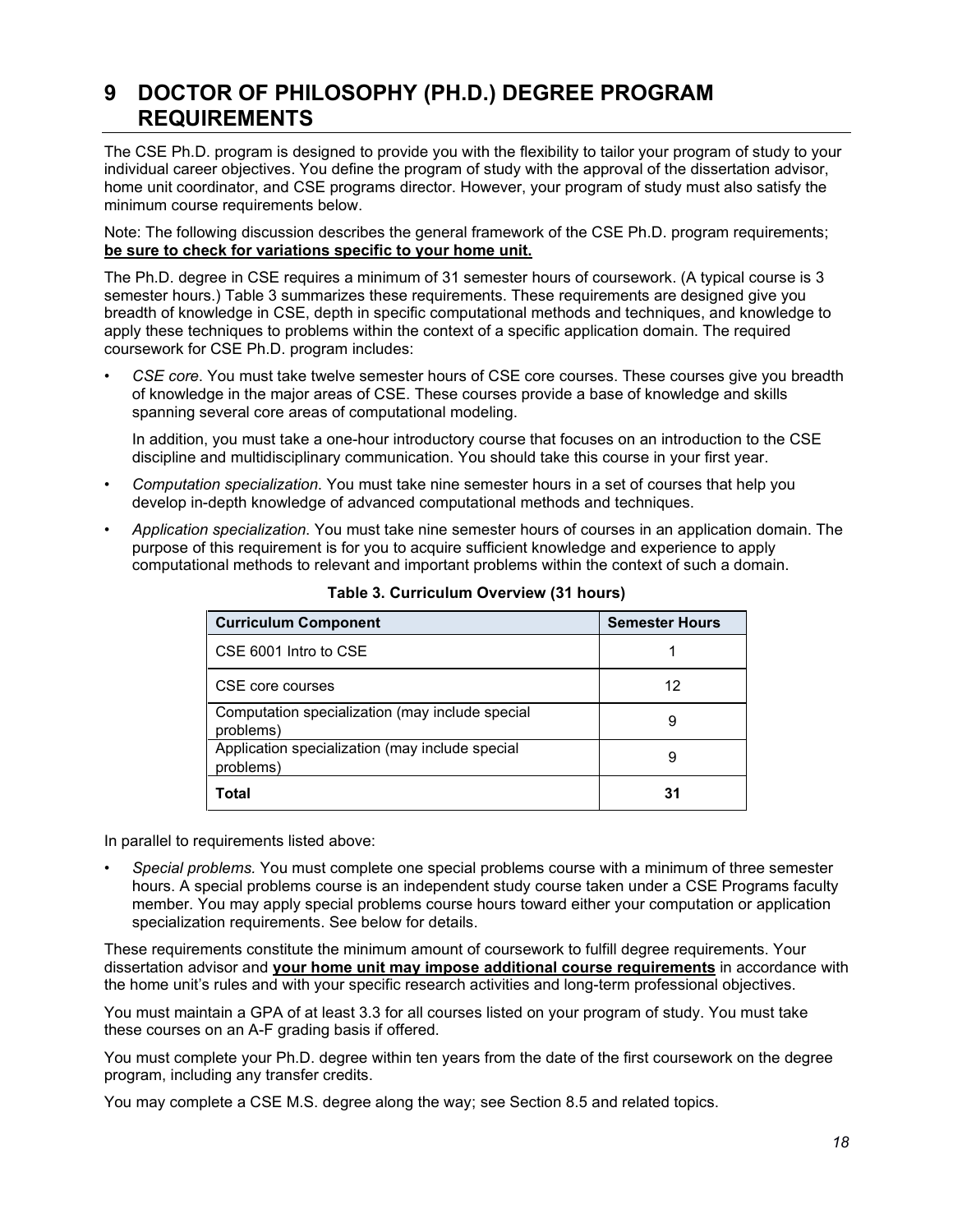# 9 DOCTOR OF PHILOSOPHY (PH.D.) DEGREE PROGRAM REQUIREMENTS

The CSE Ph.D. program is designed to provide you with the flexibility to tailor your program of study to your individual career objectives. You define the program of study with the approval of the dissertation advisor, home unit coordinator, and CSE programs director. However, your program of study must also satisfy the minimum course requirements below.

Note: The following discussion describes the general framework of the CSE Ph.D. program requirements; **<u>be sure to check for variations specific to your home unit.</u>**

The Ph.D. degree in CSE requires a minimum of 31 semester hours of coursework. (A typical course is 3 semester hours.) Table 3 summarizes these requirements. These requirements are designed give you breadth of knowledge in CSE, depth in specific computational methods and techniques, and knowledge to apply these techniques to problems within the context of a specific application domain. The required coursework for CSE Ph.D. program includes:

- *CSE core*. You must take twelve semester hours of CSE core courses. These courses give you breadth of knowledge in the major areas of CSE. These courses provide a base of knowledge and skills spanning several core areas of computational modeling.

  In addition, you must take a one-hour introductory course that focuses on an introduction to the CSE discipline and multidisciplinary communication. You should take this course in your first year.

- *Computation specialization*. You must take nine semester hours in a set of courses that help you develop in-depth knowledge of advanced computational methods and techniques.
- *Application specialization*. You must take nine semester hours of courses in an application domain. The purpose of this requirement is for you to acquire sufficient knowledge and experience to apply computational methods to relevant and important problems within the context of such a domain.

**Table 3. Curriculum Overview (31 hours)**

| Curriculum Component | Semester Hours |
|---|---|
| CSE 6001 Intro to CSE | 1 |
| CSE core courses | 12 |
| Computation specialization (may include special problems) | 9 |
| Application specialization (may include special problems) | 9 |
| **Total** | **31** |

In parallel to requirements listed above:

- *Special problems.* You must complete one special problems course with a minimum of three semester hours. A special problems course is an independent study course taken under a CSE Programs faculty member. You may apply special problems course hours toward either your computation or application specialization requirements. See below for details.

These requirements constitute the minimum amount of coursework to fulfill degree requirements. Your dissertation advisor and **<u>your home unit may impose additional course requirements</u>** in accordance with the home unit's rules and with your specific research activities and long-term professional objectives.

You must maintain a GPA of at least 3.3 for all courses listed on your program of study. You must take these courses on an A-F grading basis if offered.

You must complete your Ph.D. degree within ten years from the date of the first coursework on the degree program, including any transfer credits.

You may complete a CSE M.S. degree along the way; see Section 8.5 and related topics.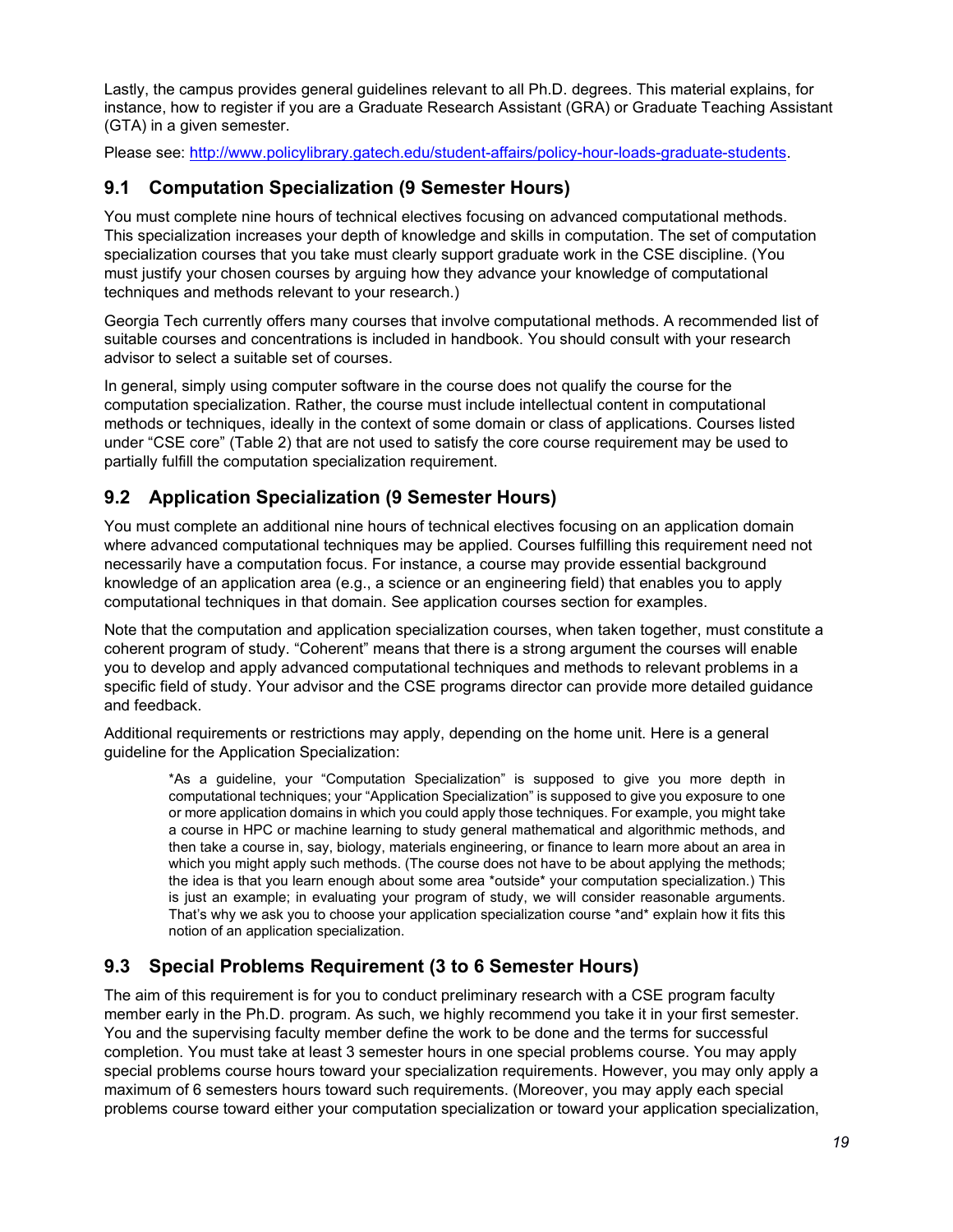Lastly, the campus provides general guidelines relevant to all Ph.D. degrees. This material explains, for instance, how to register if you are a Graduate Research Assistant (GRA) or Graduate Teaching Assistant (GTA) in a given semester.

Please see: http://www.policylibrary.gatech.edu/student-affairs/policy-hour-loads-graduate-students.

## 9.1 Computation Specialization (9 Semester Hours)

You must complete nine hours of technical electives focusing on advanced computational methods. This specialization increases your depth of knowledge and skills in computation. The set of computation specialization courses that you take must clearly support graduate work in the CSE discipline. (You must justify your chosen courses by arguing how they advance your knowledge of computational techniques and methods relevant to your research.)

Georgia Tech currently offers many courses that involve computational methods. A recommended list of suitable courses and concentrations is included in handbook. You should consult with your research advisor to select a suitable set of courses.

In general, simply using computer software in the course does not qualify the course for the computation specialization. Rather, the course must include intellectual content in computational methods or techniques, ideally in the context of some domain or class of applications. Courses listed under "CSE core" (Table 2) that are not used to satisfy the core course requirement may be used to partially fulfill the computation specialization requirement.

## 9.2 Application Specialization (9 Semester Hours)

You must complete an additional nine hours of technical electives focusing on an application domain where advanced computational techniques may be applied. Courses fulfilling this requirement need not necessarily have a computation focus. For instance, a course may provide essential background knowledge of an application area (e.g., a science or an engineering field) that enables you to apply computational techniques in that domain. See application courses section for examples.

Note that the computation and application specialization courses, when taken together, must constitute a coherent program of study. "Coherent" means that there is a strong argument the courses will enable you to develop and apply advanced computational techniques and methods to relevant problems in a specific field of study. Your advisor and the CSE programs director can provide more detailed guidance and feedback.

Additional requirements or restrictions may apply, depending on the home unit. Here is a general guideline for the Application Specialization:

> *As a guideline, your "Computation Specialization" is supposed to give you more depth in computational techniques; your "Application Specialization" is supposed to give you exposure to one or more application domains in which you could apply those techniques. For example, you might take a course in HPC or machine learning to study general mathematical and algorithmic methods, and then take a course in, say, biology, materials engineering, or finance to learn more about an area in which you might apply such methods. (The course does not have to be about applying the methods; the idea is that you learn enough about some area *outside* your computation specialization.) This is just an example; in evaluating your program of study, we will consider reasonable arguments. That's why we ask you to choose your application specialization course *and* explain how it fits this notion of an application specialization.

## 9.3 Special Problems Requirement (3 to 6 Semester Hours)

The aim of this requirement is for you to conduct preliminary research with a CSE program faculty member early in the Ph.D. program. As such, we highly recommend you take it in your first semester. You and the supervising faculty member define the work to be done and the terms for successful completion. You must take at least 3 semester hours in one special problems course. You may apply special problems course hours toward your specialization requirements. However, you may only apply a maximum of 6 semesters hours toward such requirements. (Moreover, you may apply each special problems course toward either your computation specialization or toward your application specialization,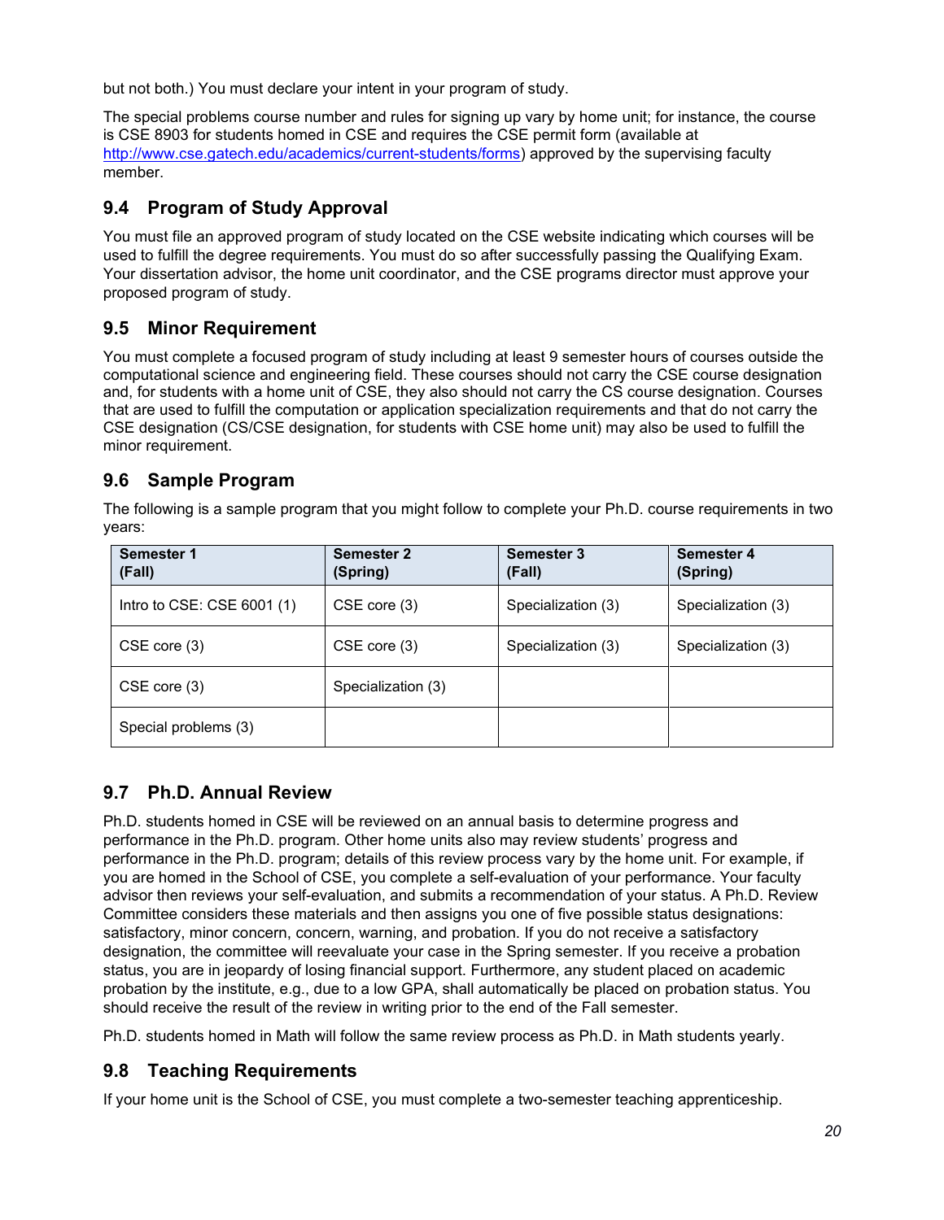but not both.) You must declare your intent in your program of study.

The special problems course number and rules for signing up vary by home unit; for instance, the course is CSE 8903 for students homed in CSE and requires the CSE permit form (available at [http://www.cse.gatech.edu/academics/current-students/forms](http://www.cse.gatech.edu/academics/current-students/forms)) approved by the supervising faculty member.

## 9.4 Program of Study Approval

You must file an approved program of study located on the CSE website indicating which courses will be used to fulfill the degree requirements. You must do so after successfully passing the Qualifying Exam. Your dissertation advisor, the home unit coordinator, and the CSE programs director must approve your proposed program of study.

## 9.5 Minor Requirement

You must complete a focused program of study including at least 9 semester hours of courses outside the computational science and engineering field. These courses should not carry the CSE course designation and, for students with a home unit of CSE, they also should not carry the CS course designation. Courses that are used to fulfill the computation or application specialization requirements and that do not carry the CSE designation (CS/CSE designation, for students with CSE home unit) may also be used to fulfill the minor requirement.

## 9.6 Sample Program

The following is a sample program that you might follow to complete your Ph.D. course requirements in two years:

| Semester 1 (Fall) | Semester 2 (Spring) | Semester 3 (Fall) | Semester 4 (Spring) |
|---|---|---|---|
| Intro to CSE: CSE 6001 (1) | CSE core (3) | Specialization (3) | Specialization (3) |
| CSE core (3) | CSE core (3) | Specialization (3) | Specialization (3) |
| CSE core (3) | Specialization (3) | | |
| Special problems (3) | | | |

## 9.7 Ph.D. Annual Review

Ph.D. students homed in CSE will be reviewed on an annual basis to determine progress and performance in the Ph.D. program. Other home units also may review students' progress and performance in the Ph.D. program; details of this review process vary by the home unit. For example, if you are homed in the School of CSE, you complete a self-evaluation of your performance. Your faculty advisor then reviews your self-evaluation, and submits a recommendation of your status. A Ph.D. Review Committee considers these materials and then assigns you one of five possible status designations: satisfactory, minor concern, concern, warning, and probation. If you do not receive a satisfactory designation, the committee will reevaluate your case in the Spring semester. If you receive a probation status, you are in jeopardy of losing financial support. Furthermore, any student placed on academic probation by the institute, e.g., due to a low GPA, shall automatically be placed on probation status. You should receive the result of the review in writing prior to the end of the Fall semester.

Ph.D. students homed in Math will follow the same review process as Ph.D. in Math students yearly.

## 9.8 Teaching Requirements

If your home unit is the School of CSE, you must complete a two-semester teaching apprenticeship.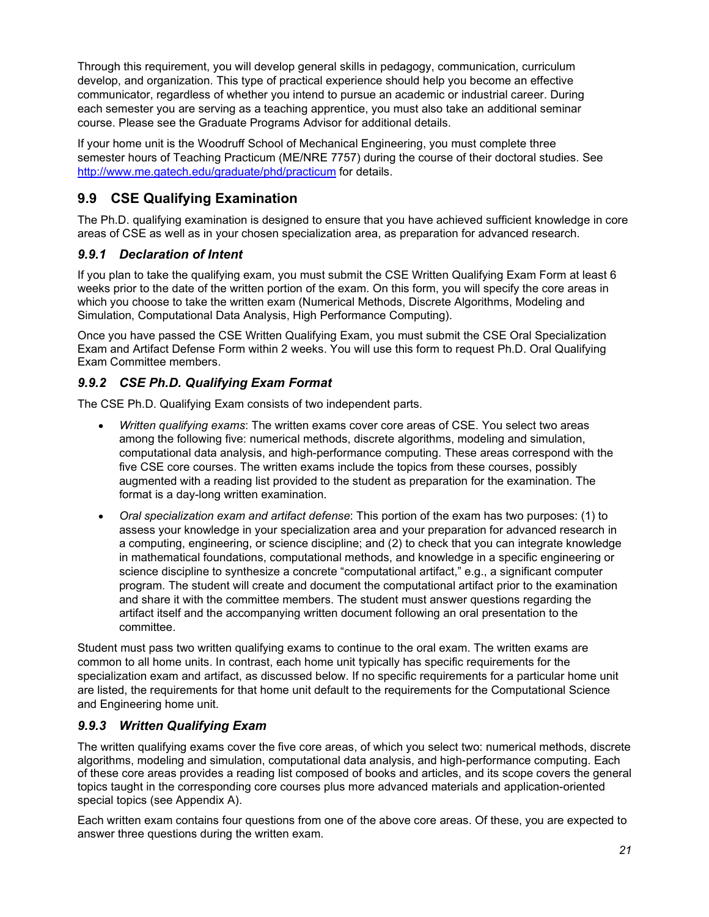Through this requirement, you will develop general skills in pedagogy, communication, curriculum develop, and organization. This type of practical experience should help you become an effective communicator, regardless of whether you intend to pursue an academic or industrial career. During each semester you are serving as a teaching apprentice, you must also take an additional seminar course. Please see the Graduate Programs Advisor for additional details.

If your home unit is the Woodruff School of Mechanical Engineering, you must complete three semester hours of Teaching Practicum (ME/NRE 7757) during the course of their doctoral studies. See http://www.me.gatech.edu/graduate/phd/practicum for details.

## 9.9 CSE Qualifying Examination

The Ph.D. qualifying examination is designed to ensure that you have achieved sufficient knowledge in core areas of CSE as well as in your chosen specialization area, as preparation for advanced research.

### *9.9.1 Declaration of Intent*

If you plan to take the qualifying exam, you must submit the CSE Written Qualifying Exam Form at least 6 weeks prior to the date of the written portion of the exam. On this form, you will specify the core areas in which you choose to take the written exam (Numerical Methods, Discrete Algorithms, Modeling and Simulation, Computational Data Analysis, High Performance Computing).

Once you have passed the CSE Written Qualifying Exam, you must submit the CSE Oral Specialization Exam and Artifact Defense Form within 2 weeks. You will use this form to request Ph.D. Oral Qualifying Exam Committee members.

### *9.9.2 CSE Ph.D. Qualifying Exam Format*

The CSE Ph.D. Qualifying Exam consists of two independent parts.

- *Written qualifying exams*: The written exams cover core areas of CSE. You select two areas among the following five: numerical methods, discrete algorithms, modeling and simulation, computational data analysis, and high-performance computing. These areas correspond with the five CSE core courses. The written exams include the topics from these courses, possibly augmented with a reading list provided to the student as preparation for the examination. The format is a day-long written examination.
- *Oral specialization exam and artifact defense*: This portion of the exam has two purposes: (1) to assess your knowledge in your specialization area and your preparation for advanced research in a computing, engineering, or science discipline; and (2) to check that you can integrate knowledge in mathematical foundations, computational methods, and knowledge in a specific engineering or science discipline to synthesize a concrete "computational artifact," e.g., a significant computer program. The student will create and document the computational artifact prior to the examination and share it with the committee members. The student must answer questions regarding the artifact itself and the accompanying written document following an oral presentation to the committee.

Student must pass two written qualifying exams to continue to the oral exam. The written exams are common to all home units. In contrast, each home unit typically has specific requirements for the specialization exam and artifact, as discussed below. If no specific requirements for a particular home unit are listed, the requirements for that home unit default to the requirements for the Computational Science and Engineering home unit.

### *9.9.3 Written Qualifying Exam*

The written qualifying exams cover the five core areas, of which you select two: numerical methods, discrete algorithms, modeling and simulation, computational data analysis, and high-performance computing. Each of these core areas provides a reading list composed of books and articles, and its scope covers the general topics taught in the corresponding core courses plus more advanced materials and application-oriented special topics (see Appendix A).

Each written exam contains four questions from one of the above core areas. Of these, you are expected to answer three questions during the written exam.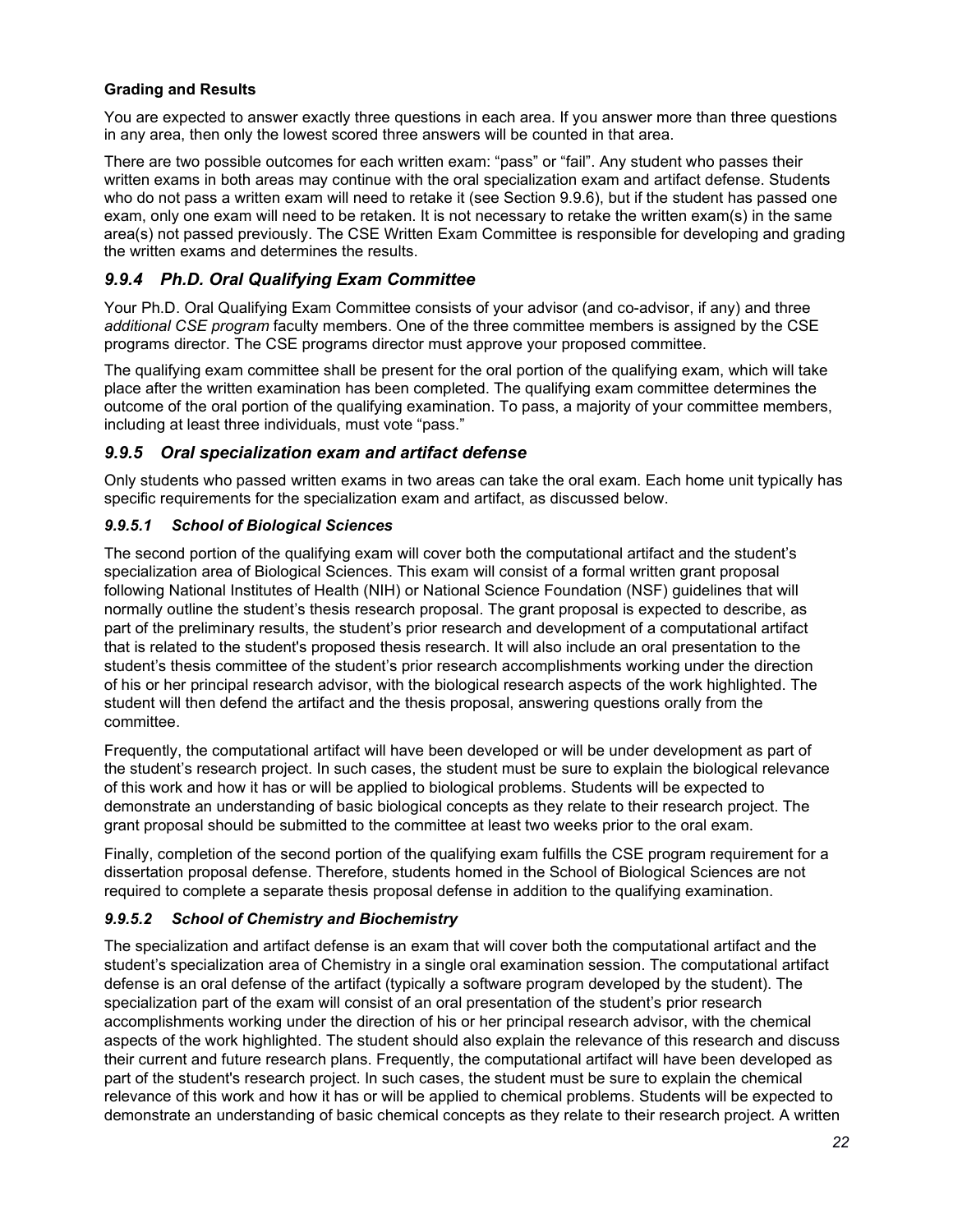**Grading and Results**

You are expected to answer exactly three questions in each area. If you answer more than three questions in any area, then only the lowest scored three answers will be counted in that area.

There are two possible outcomes for each written exam: "pass" or "fail". Any student who passes their written exams in both areas may continue with the oral specialization exam and artifact defense. Students who do not pass a written exam will need to retake it (see Section 9.9.6), but if the student has passed one exam, only one exam will need to be retaken. It is not necessary to retake the written exam(s) in the same area(s) not passed previously. The CSE Written Exam Committee is responsible for developing and grading the written exams and determines the results.

### *9.9.4 Ph.D. Oral Qualifying Exam Committee*

Your Ph.D. Oral Qualifying Exam Committee consists of your advisor (and co-advisor, if any) and three *additional CSE program* faculty members. One of the three committee members is assigned by the CSE programs director. The CSE programs director must approve your proposed committee.

The qualifying exam committee shall be present for the oral portion of the qualifying exam, which will take place after the written examination has been completed. The qualifying exam committee determines the outcome of the oral portion of the qualifying examination. To pass, a majority of your committee members, including at least three individuals, must vote "pass."

### *9.9.5 Oral specialization exam and artifact defense*

Only students who passed written exams in two areas can take the oral exam. Each home unit typically has specific requirements for the specialization exam and artifact, as discussed below.

#### *9.9.5.1 School of Biological Sciences*

The second portion of the qualifying exam will cover both the computational artifact and the student's specialization area of Biological Sciences. This exam will consist of a formal written grant proposal following National Institutes of Health (NIH) or National Science Foundation (NSF) guidelines that will normally outline the student's thesis research proposal. The grant proposal is expected to describe, as part of the preliminary results, the student's prior research and development of a computational artifact that is related to the student's proposed thesis research. It will also include an oral presentation to the student's thesis committee of the student's prior research accomplishments working under the direction of his or her principal research advisor, with the biological research aspects of the work highlighted. The student will then defend the artifact and the thesis proposal, answering questions orally from the committee.

Frequently, the computational artifact will have been developed or will be under development as part of the student's research project. In such cases, the student must be sure to explain the biological relevance of this work and how it has or will be applied to biological problems. Students will be expected to demonstrate an understanding of basic biological concepts as they relate to their research project. The grant proposal should be submitted to the committee at least two weeks prior to the oral exam.

Finally, completion of the second portion of the qualifying exam fulfills the CSE program requirement for a dissertation proposal defense. Therefore, students homed in the School of Biological Sciences are not required to complete a separate thesis proposal defense in addition to the qualifying examination.

#### *9.9.5.2 School of Chemistry and Biochemistry*

The specialization and artifact defense is an exam that will cover both the computational artifact and the student's specialization area of Chemistry in a single oral examination session. The computational artifact defense is an oral defense of the artifact (typically a software program developed by the student). The specialization part of the exam will consist of an oral presentation of the student's prior research accomplishments working under the direction of his or her principal research advisor, with the chemical aspects of the work highlighted. The student should also explain the relevance of this research and discuss their current and future research plans. Frequently, the computational artifact will have been developed as part of the student's research project. In such cases, the student must be sure to explain the chemical relevance of this work and how it has or will be applied to chemical problems. Students will be expected to demonstrate an understanding of basic chemical concepts as they relate to their research project. A written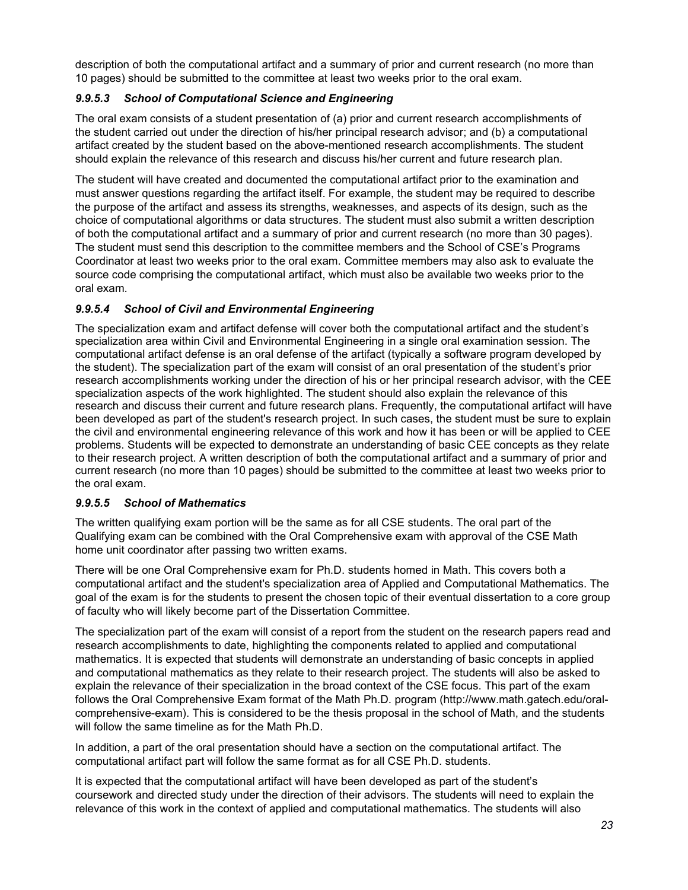description of both the computational artifact and a summary of prior and current research (no more than 10 pages) should be submitted to the committee at least two weeks prior to the oral exam.

#### *9.9.5.3 School of Computational Science and Engineering*

The oral exam consists of a student presentation of (a) prior and current research accomplishments of the student carried out under the direction of his/her principal research advisor; and (b) a computational artifact created by the student based on the above-mentioned research accomplishments. The student should explain the relevance of this research and discuss his/her current and future research plan.

The student will have created and documented the computational artifact prior to the examination and must answer questions regarding the artifact itself. For example, the student may be required to describe the purpose of the artifact and assess its strengths, weaknesses, and aspects of its design, such as the choice of computational algorithms or data structures. The student must also submit a written description of both the computational artifact and a summary of prior and current research (no more than 30 pages). The student must send this description to the committee members and the School of CSE's Programs Coordinator at least two weeks prior to the oral exam. Committee members may also ask to evaluate the source code comprising the computational artifact, which must also be available two weeks prior to the oral exam.

#### *9.9.5.4 School of Civil and Environmental Engineering*

The specialization exam and artifact defense will cover both the computational artifact and the student's specialization area within Civil and Environmental Engineering in a single oral examination session. The computational artifact defense is an oral defense of the artifact (typically a software program developed by the student). The specialization part of the exam will consist of an oral presentation of the student's prior research accomplishments working under the direction of his or her principal research advisor, with the CEE specialization aspects of the work highlighted. The student should also explain the relevance of this research and discuss their current and future research plans. Frequently, the computational artifact will have been developed as part of the student's research project. In such cases, the student must be sure to explain the civil and environmental engineering relevance of this work and how it has been or will be applied to CEE problems. Students will be expected to demonstrate an understanding of basic CEE concepts as they relate to their research project. A written description of both the computational artifact and a summary of prior and current research (no more than 10 pages) should be submitted to the committee at least two weeks prior to the oral exam.

#### *9.9.5.5 School of Mathematics*

The written qualifying exam portion will be the same as for all CSE students. The oral part of the Qualifying exam can be combined with the Oral Comprehensive exam with approval of the CSE Math home unit coordinator after passing two written exams.

There will be one Oral Comprehensive exam for Ph.D. students homed in Math. This covers both a computational artifact and the student's specialization area of Applied and Computational Mathematics. The goal of the exam is for the students to present the chosen topic of their eventual dissertation to a core group of faculty who will likely become part of the Dissertation Committee.

The specialization part of the exam will consist of a report from the student on the research papers read and research accomplishments to date, highlighting the components related to applied and computational mathematics. It is expected that students will demonstrate an understanding of basic concepts in applied and computational mathematics as they relate to their research project. The students will also be asked to explain the relevance of their specialization in the broad context of the CSE focus. This part of the exam follows the Oral Comprehensive Exam format of the Math Ph.D. program (http://www.math.gatech.edu/oral-comprehensive-exam). This is considered to be the thesis proposal in the school of Math, and the students will follow the same timeline as for the Math Ph.D.

In addition, a part of the oral presentation should have a section on the computational artifact. The computational artifact part will follow the same format as for all CSE Ph.D. students.

It is expected that the computational artifact will have been developed as part of the student's coursework and directed study under the direction of their advisors. The students will need to explain the relevance of this work in the context of applied and computational mathematics. The students will also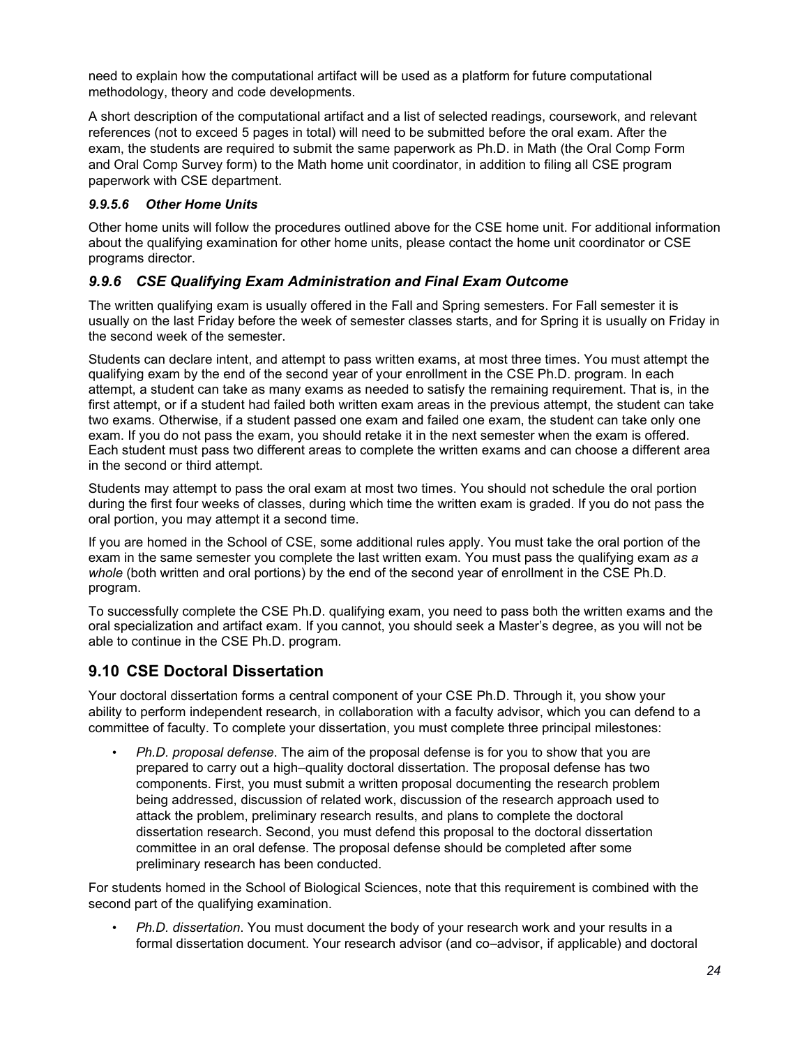need to explain how the computational artifact will be used as a platform for future computational methodology, theory and code developments.

A short description of the computational artifact and a list of selected readings, coursework, and relevant references (not to exceed 5 pages in total) will need to be submitted before the oral exam. After the exam, the students are required to submit the same paperwork as Ph.D. in Math (the Oral Comp Form and Oral Comp Survey form) to the Math home unit coordinator, in addition to filing all CSE program paperwork with CSE department.

#### *9.9.5.6 Other Home Units*

Other home units will follow the procedures outlined above for the CSE home unit. For additional information about the qualifying examination for other home units, please contact the home unit coordinator or CSE programs director.

### *9.9.6 CSE Qualifying Exam Administration and Final Exam Outcome*

The written qualifying exam is usually offered in the Fall and Spring semesters. For Fall semester it is usually on the last Friday before the week of semester classes starts, and for Spring it is usually on Friday in the second week of the semester.

Students can declare intent, and attempt to pass written exams, at most three times. You must attempt the qualifying exam by the end of the second year of your enrollment in the CSE Ph.D. program. In each attempt, a student can take as many exams as needed to satisfy the remaining requirement. That is, in the first attempt, or if a student had failed both written exam areas in the previous attempt, the student can take two exams. Otherwise, if a student passed one exam and failed one exam, the student can take only one exam. If you do not pass the exam, you should retake it in the next semester when the exam is offered. Each student must pass two different areas to complete the written exams and can choose a different area in the second or third attempt.

Students may attempt to pass the oral exam at most two times. You should not schedule the oral portion during the first four weeks of classes, during which time the written exam is graded. If you do not pass the oral portion, you may attempt it a second time.

If you are homed in the School of CSE, some additional rules apply. You must take the oral portion of the exam in the same semester you complete the last written exam. You must pass the qualifying exam *as a whole* (both written and oral portions) by the end of the second year of enrollment in the CSE Ph.D. program.

To successfully complete the CSE Ph.D. qualifying exam, you need to pass both the written exams and the oral specialization and artifact exam. If you cannot, you should seek a Master's degree, as you will not be able to continue in the CSE Ph.D. program.

## 9.10 CSE Doctoral Dissertation

Your doctoral dissertation forms a central component of your CSE Ph.D. Through it, you show your ability to perform independent research, in collaboration with a faculty advisor, which you can defend to a committee of faculty. To complete your dissertation, you must complete three principal milestones:

- *Ph.D. proposal defense*. The aim of the proposal defense is for you to show that you are prepared to carry out a high–quality doctoral dissertation. The proposal defense has two components. First, you must submit a written proposal documenting the research problem being addressed, discussion of related work, discussion of the research approach used to attack the problem, preliminary research results, and plans to complete the doctoral dissertation research. Second, you must defend this proposal to the doctoral dissertation committee in an oral defense. The proposal defense should be completed after some preliminary research has been conducted.

For students homed in the School of Biological Sciences, note that this requirement is combined with the second part of the qualifying examination.

- *Ph.D. dissertation*. You must document the body of your research work and your results in a formal dissertation document. Your research advisor (and co–advisor, if applicable) and doctoral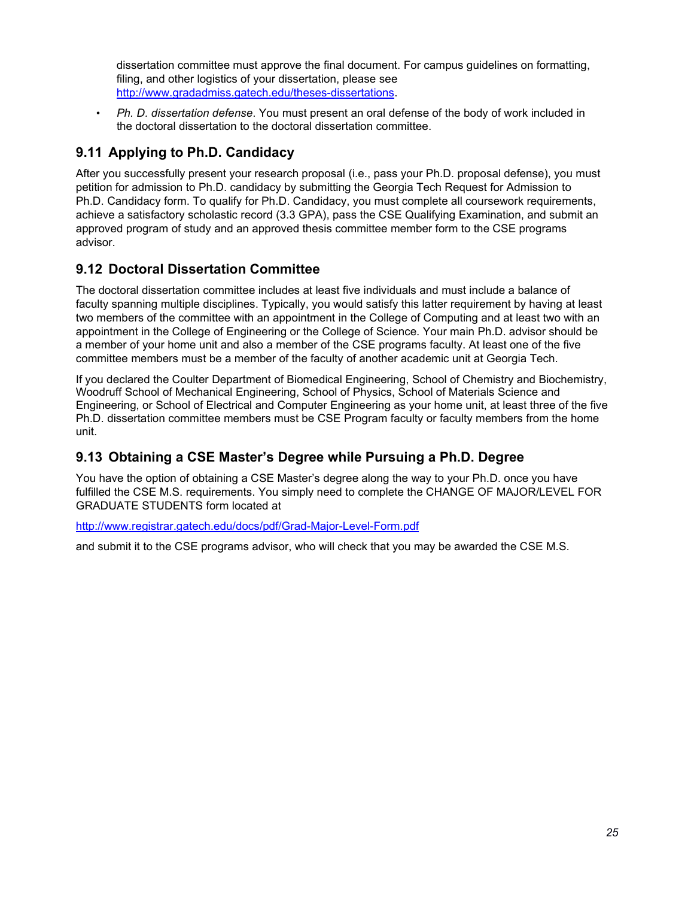dissertation committee must approve the final document. For campus guidelines on formatting, filing, and other logistics of your dissertation, please see [http://www.gradadmiss.gatech.edu/theses-dissertations](http://www.gradadmiss.gatech.edu/theses-dissertations).

- *Ph. D. dissertation defense*. You must present an oral defense of the body of work included in the doctoral dissertation to the doctoral dissertation committee.

## 9.11 Applying to Ph.D. Candidacy

After you successfully present your research proposal (i.e., pass your Ph.D. proposal defense), you must petition for admission to Ph.D. candidacy by submitting the Georgia Tech Request for Admission to Ph.D. Candidacy form. To qualify for Ph.D. Candidacy, you must complete all coursework requirements, achieve a satisfactory scholastic record (3.3 GPA), pass the CSE Qualifying Examination, and submit an approved program of study and an approved thesis committee member form to the CSE programs advisor.

## 9.12 Doctoral Dissertation Committee

The doctoral dissertation committee includes at least five individuals and must include a balance of faculty spanning multiple disciplines. Typically, you would satisfy this latter requirement by having at least two members of the committee with an appointment in the College of Computing and at least two with an appointment in the College of Engineering or the College of Science. Your main Ph.D. advisor should be a member of your home unit and also a member of the CSE programs faculty. At least one of the five committee members must be a member of the faculty of another academic unit at Georgia Tech.

If you declared the Coulter Department of Biomedical Engineering, School of Chemistry and Biochemistry, Woodruff School of Mechanical Engineering, School of Physics, School of Materials Science and Engineering, or School of Electrical and Computer Engineering as your home unit, at least three of the five Ph.D. dissertation committee members must be CSE Program faculty or faculty members from the home unit.

## 9.13 Obtaining a CSE Master's Degree while Pursuing a Ph.D. Degree

You have the option of obtaining a CSE Master's degree along the way to your Ph.D. once you have fulfilled the CSE M.S. requirements. You simply need to complete the CHANGE OF MAJOR/LEVEL FOR GRADUATE STUDENTS form located at

[http://www.registrar.gatech.edu/docs/pdf/Grad-Major-Level-Form.pdf](http://www.registrar.gatech.edu/docs/pdf/Grad-Major-Level-Form.pdf)

and submit it to the CSE programs advisor, who will check that you may be awarded the CSE M.S.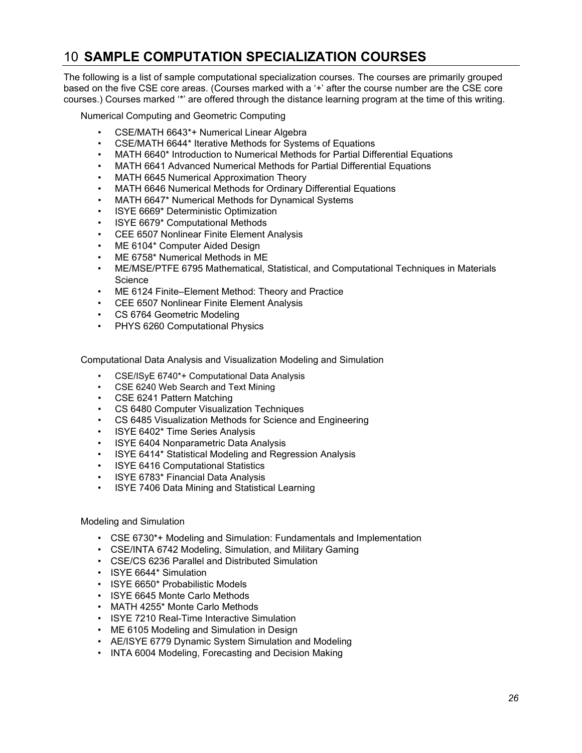# 10 SAMPLE COMPUTATION SPECIALIZATION COURSES

The following is a list of sample computational specialization courses. The courses are primarily grouped based on the five CSE core areas. (Courses marked with a '+' after the course number are the CSE core courses.) Courses marked '*' are offered through the distance learning program at the time of this writing.

Numerical Computing and Geometric Computing

- CSE/MATH 6643*+ Numerical Linear Algebra
- CSE/MATH 6644* Iterative Methods for Systems of Equations
- MATH 6640* Introduction to Numerical Methods for Partial Differential Equations
- MATH 6641 Advanced Numerical Methods for Partial Differential Equations
- MATH 6645 Numerical Approximation Theory
- MATH 6646 Numerical Methods for Ordinary Differential Equations
- MATH 6647* Numerical Methods for Dynamical Systems
- ISYE 6669* Deterministic Optimization
- ISYE 6679* Computational Methods
- CEE 6507 Nonlinear Finite Element Analysis
- ME 6104* Computer Aided Design
- ME 6758* Numerical Methods in ME
- ME/MSE/PTFE 6795 Mathematical, Statistical, and Computational Techniques in Materials Science
- ME 6124 Finite–Element Method: Theory and Practice
- CEE 6507 Nonlinear Finite Element Analysis
- CS 6764 Geometric Modeling
- PHYS 6260 Computational Physics

Computational Data Analysis and Visualization Modeling and Simulation

- CSE/ISyE 6740*+ Computational Data Analysis
- CSE 6240 Web Search and Text Mining
- CSE 6241 Pattern Matching
- CS 6480 Computer Visualization Techniques
- CS 6485 Visualization Methods for Science and Engineering
- ISYE 6402* Time Series Analysis
- ISYE 6404 Nonparametric Data Analysis
- ISYE 6414* Statistical Modeling and Regression Analysis
- ISYE 6416 Computational Statistics
- ISYE 6783* Financial Data Analysis
- ISYE 7406 Data Mining and Statistical Learning

Modeling and Simulation

- CSE 6730*+ Modeling and Simulation: Fundamentals and Implementation
- CSE/INTA 6742 Modeling, Simulation, and Military Gaming
- CSE/CS 6236 Parallel and Distributed Simulation
- ISYE 6644* Simulation
- ISYE 6650* Probabilistic Models
- ISYE 6645 Monte Carlo Methods
- MATH 4255* Monte Carlo Methods
- ISYE 7210 Real-Time Interactive Simulation
- ME 6105 Modeling and Simulation in Design
- AE/ISYE 6779 Dynamic System Simulation and Modeling
- INTA 6004 Modeling, Forecasting and Decision Making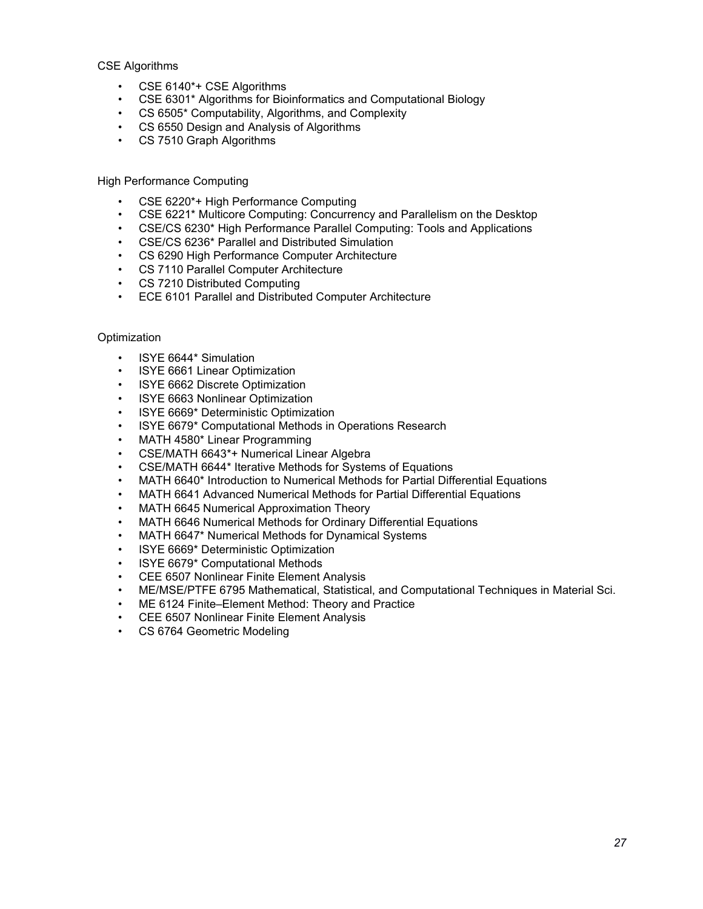CSE Algorithms

- CSE 6140*+ CSE Algorithms
- CSE 6301* Algorithms for Bioinformatics and Computational Biology
- CS 6505* Computability, Algorithms, and Complexity
- CS 6550 Design and Analysis of Algorithms
- CS 7510 Graph Algorithms

High Performance Computing

- CSE 6220*+ High Performance Computing
- CSE 6221* Multicore Computing: Concurrency and Parallelism on the Desktop
- CSE/CS 6230* High Performance Parallel Computing: Tools and Applications
- CSE/CS 6236* Parallel and Distributed Simulation
- CS 6290 High Performance Computer Architecture
- CS 7110 Parallel Computer Architecture
- CS 7210 Distributed Computing
- ECE 6101 Parallel and Distributed Computer Architecture

Optimization

- ISYE 6644* Simulation
- ISYE 6661 Linear Optimization
- ISYE 6662 Discrete Optimization
- ISYE 6663 Nonlinear Optimization
- ISYE 6669* Deterministic Optimization
- ISYE 6679* Computational Methods in Operations Research
- MATH 4580* Linear Programming
- CSE/MATH 6643*+ Numerical Linear Algebra
- CSE/MATH 6644* Iterative Methods for Systems of Equations
- MATH 6640* Introduction to Numerical Methods for Partial Differential Equations
- MATH 6641 Advanced Numerical Methods for Partial Differential Equations
- MATH 6645 Numerical Approximation Theory
- MATH 6646 Numerical Methods for Ordinary Differential Equations
- MATH 6647* Numerical Methods for Dynamical Systems
- ISYE 6669* Deterministic Optimization
- ISYE 6679* Computational Methods
- CEE 6507 Nonlinear Finite Element Analysis
- ME/MSE/PTFE 6795 Mathematical, Statistical, and Computational Techniques in Material Sci.
- ME 6124 Finite–Element Method: Theory and Practice
- CEE 6507 Nonlinear Finite Element Analysis
- CS 6764 Geometric Modeling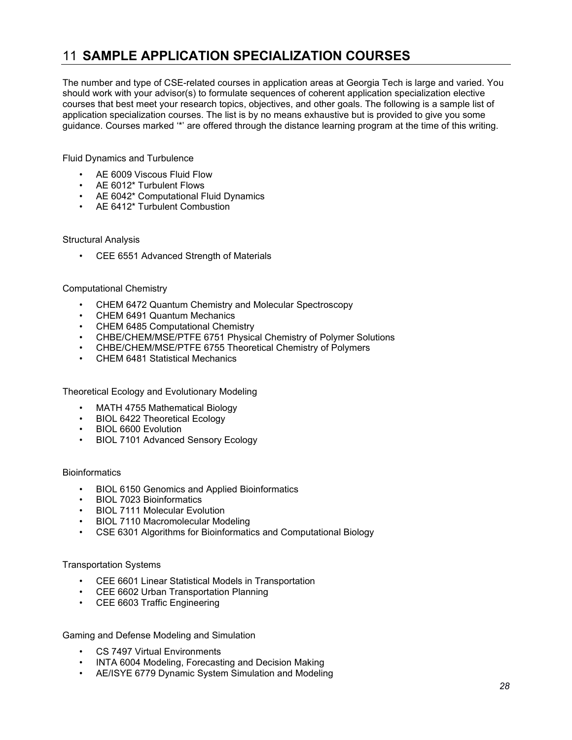# 11 SAMPLE APPLICATION SPECIALIZATION COURSES

The number and type of CSE-related courses in application areas at Georgia Tech is large and varied. You should work with your advisor(s) to formulate sequences of coherent application specialization elective courses that best meet your research topics, objectives, and other goals. The following is a sample list of application specialization courses. The list is by no means exhaustive but is provided to give you some guidance. Courses marked '*' are offered through the distance learning program at the time of this writing.

Fluid Dynamics and Turbulence

- AE 6009 Viscous Fluid Flow
- AE 6012* Turbulent Flows
- AE 6042* Computational Fluid Dynamics
- AE 6412* Turbulent Combustion

Structural Analysis

- CEE 6551 Advanced Strength of Materials

Computational Chemistry

- CHEM 6472 Quantum Chemistry and Molecular Spectroscopy
- CHEM 6491 Quantum Mechanics
- CHEM 6485 Computational Chemistry
- CHBE/CHEM/MSE/PTFE 6751 Physical Chemistry of Polymer Solutions
- CHBE/CHEM/MSE/PTFE 6755 Theoretical Chemistry of Polymers
- CHEM 6481 Statistical Mechanics

Theoretical Ecology and Evolutionary Modeling

- MATH 4755 Mathematical Biology
- BIOL 6422 Theoretical Ecology
- BIOL 6600 Evolution
- BIOL 7101 Advanced Sensory Ecology

Bioinformatics

- BIOL 6150 Genomics and Applied Bioinformatics
- BIOL 7023 Bioinformatics
- BIOL 7111 Molecular Evolution
- BIOL 7110 Macromolecular Modeling
- CSE 6301 Algorithms for Bioinformatics and Computational Biology

Transportation Systems

- CEE 6601 Linear Statistical Models in Transportation
- CEE 6602 Urban Transportation Planning
- CEE 6603 Traffic Engineering

Gaming and Defense Modeling and Simulation

- CS 7497 Virtual Environments
- INTA 6004 Modeling, Forecasting and Decision Making
- AE/ISYE 6779 Dynamic System Simulation and Modeling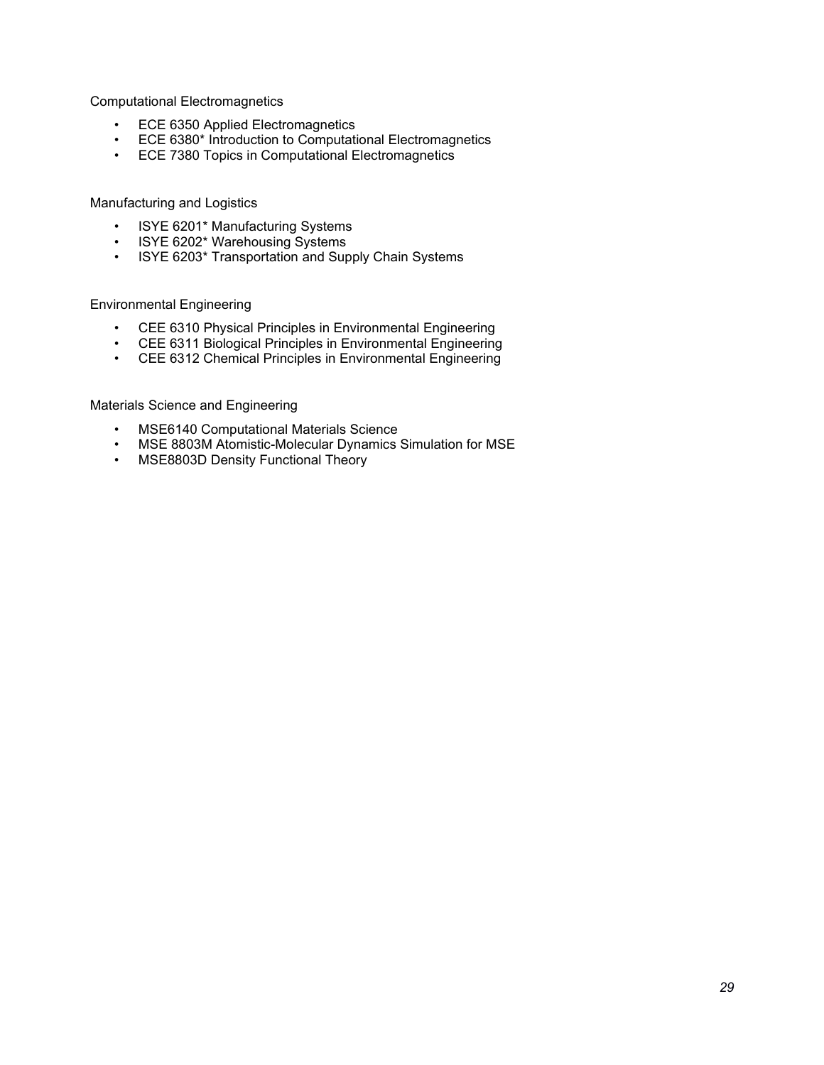Computational Electromagnetics

- ECE 6350 Applied Electromagnetics
- ECE 6380* Introduction to Computational Electromagnetics
- ECE 7380 Topics in Computational Electromagnetics

Manufacturing and Logistics

- ISYE 6201* Manufacturing Systems
- ISYE 6202* Warehousing Systems
- ISYE 6203* Transportation and Supply Chain Systems

Environmental Engineering

- CEE 6310 Physical Principles in Environmental Engineering
- CEE 6311 Biological Principles in Environmental Engineering
- CEE 6312 Chemical Principles in Environmental Engineering

Materials Science and Engineering

- MSE6140 Computational Materials Science
- MSE 8803M Atomistic-Molecular Dynamics Simulation for MSE
- MSE8803D Density Functional Theory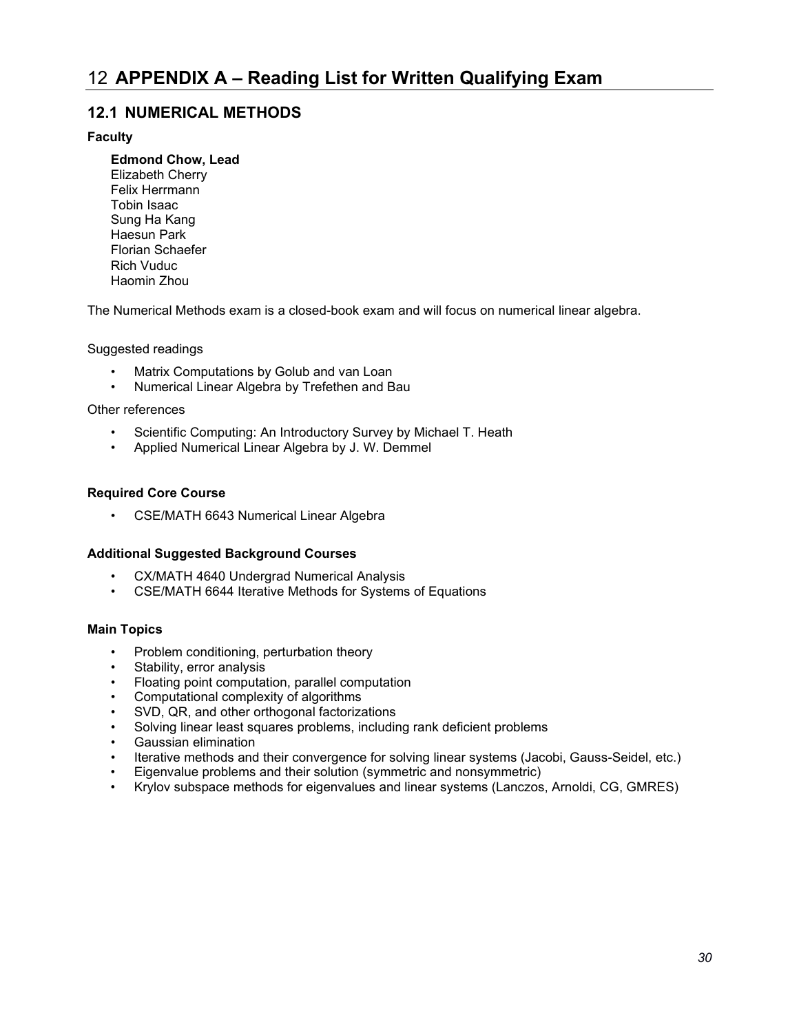# 12 APPENDIX A – Reading List for Written Qualifying Exam

## 12.1 NUMERICAL METHODS

**Faculty**

**Edmond Chow, Lead**
Elizabeth Cherry
Felix Herrmann
Tobin Isaac
Sung Ha Kang
Haesun Park
Florian Schaefer
Rich Vuduc
Haomin Zhou

The Numerical Methods exam is a closed-book exam and will focus on numerical linear algebra.

Suggested readings

- Matrix Computations by Golub and van Loan
- Numerical Linear Algebra by Trefethen and Bau

Other references

- Scientific Computing: An Introductory Survey by Michael T. Heath
- Applied Numerical Linear Algebra by J. W. Demmel

**Required Core Course**

- CSE/MATH 6643 Numerical Linear Algebra

**Additional Suggested Background Courses**

- CX/MATH 4640 Undergrad Numerical Analysis
- CSE/MATH 6644 Iterative Methods for Systems of Equations

**Main Topics**

- Problem conditioning, perturbation theory
- Stability, error analysis
- Floating point computation, parallel computation
- Computational complexity of algorithms
- SVD, QR, and other orthogonal factorizations
- Solving linear least squares problems, including rank deficient problems
- Gaussian elimination
- Iterative methods and their convergence for solving linear systems (Jacobi, Gauss-Seidel, etc.)
- Eigenvalue problems and their solution (symmetric and nonsymmetric)
- Krylov subspace methods for eigenvalues and linear systems (Lanczos, Arnoldi, CG, GMRES)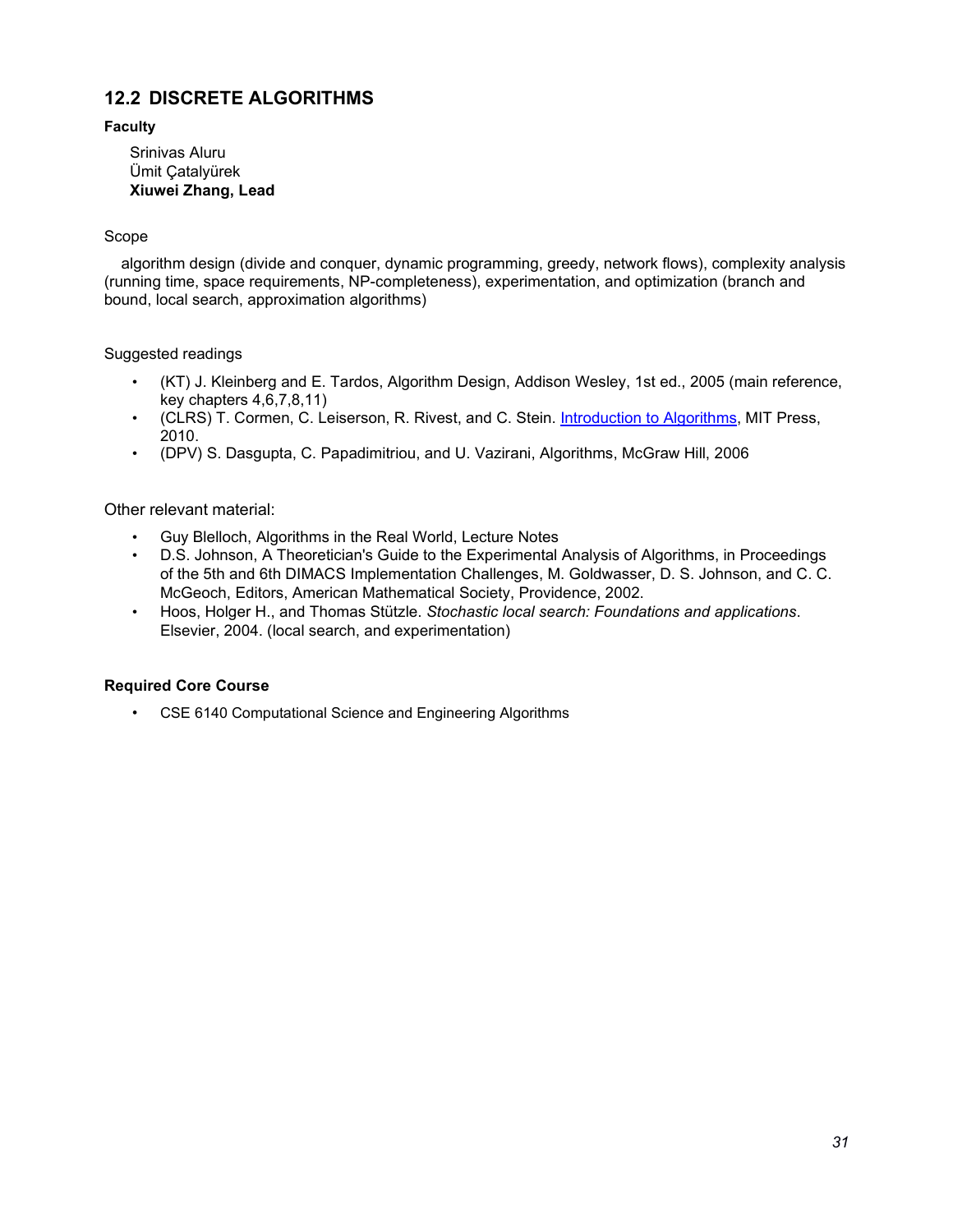## 12.2 DISCRETE ALGORITHMS

**Faculty**

Srinivas Aluru
Ümit Çatalyürek
**Xiuwei Zhang, Lead**

Scope

algorithm design (divide and conquer, dynamic programming, greedy, network flows), complexity analysis (running time, space requirements, NP-completeness), experimentation, and optimization (branch and bound, local search, approximation algorithms)

Suggested readings

- (KT) J. Kleinberg and E. Tardos, Algorithm Design, Addison Wesley, 1st ed., 2005 (main reference, key chapters 4,6,7,8,11)
- (CLRS) T. Cormen, C. Leiserson, R. Rivest, and C. Stein. Introduction to Algorithms, MIT Press, 2010.
- (DPV) S. Dasgupta, C. Papadimitriou, and U. Vazirani, Algorithms, McGraw Hill, 2006

Other relevant material:

- Guy Blelloch, Algorithms in the Real World, Lecture Notes
- D.S. Johnson, A Theoretician's Guide to the Experimental Analysis of Algorithms, in Proceedings of the 5th and 6th DIMACS Implementation Challenges, M. Goldwasser, D. S. Johnson, and C. C. McGeoch, Editors, American Mathematical Society, Providence, 2002.
- Hoos, Holger H., and Thomas Stützle. *Stochastic local search: Foundations and applications*. Elsevier, 2004. (local search, and experimentation)

**Required Core Course**

- CSE 6140 Computational Science and Engineering Algorithms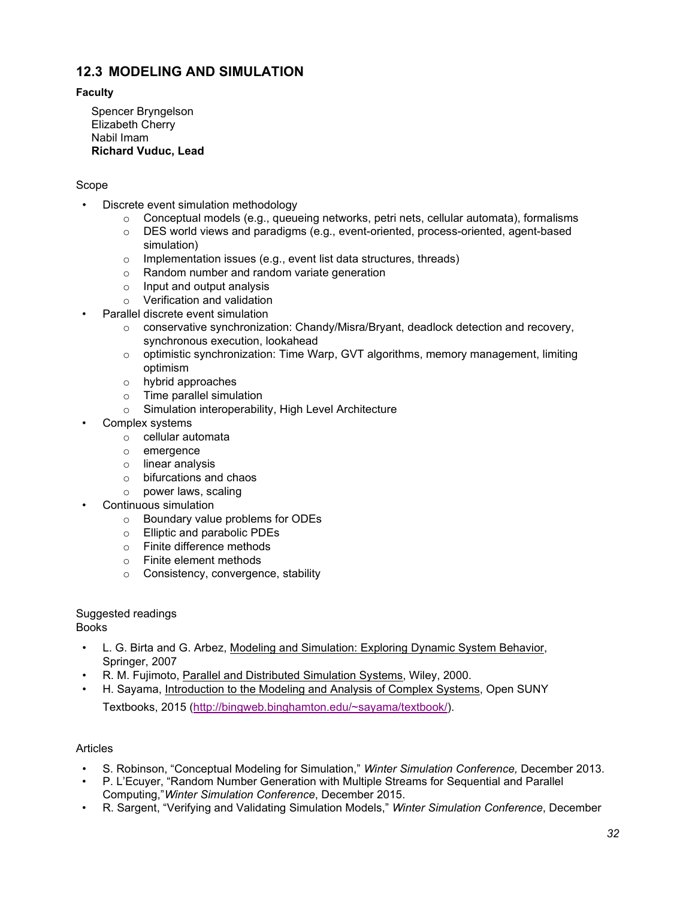## 12.3 MODELING AND SIMULATION

**Faculty**

Spencer Bryngelson  
Elizabeth Cherry  
Nabil Imam  
**Richard Vuduc, Lead**

Scope

- Discrete event simulation methodology
  - Conceptual models (e.g., queueing networks, petri nets, cellular automata), formalisms
  - DES world views and paradigms (e.g., event-oriented, process-oriented, agent-based simulation)
  - Implementation issues (e.g., event list data structures, threads)
  - Random number and random variate generation
  - Input and output analysis
  - Verification and validation
- Parallel discrete event simulation
  - conservative synchronization: Chandy/Misra/Bryant, deadlock detection and recovery, synchronous execution, lookahead
  - optimistic synchronization: Time Warp, GVT algorithms, memory management, limiting optimism
  - hybrid approaches
  - Time parallel simulation
  - Simulation interoperability, High Level Architecture
- Complex systems
  - cellular automata
  - emergence
  - linear analysis
  - bifurcations and chaos
  - power laws, scaling
- Continuous simulation
  - Boundary value problems for ODEs
  - Elliptic and parabolic PDEs
  - Finite difference methods
  - Finite element methods
  - Consistency, convergence, stability

Suggested readings  
Books

- L. G. Birta and G. Arbez, Modeling and Simulation: Exploring Dynamic System Behavior, Springer, 2007
- R. M. Fujimoto, Parallel and Distributed Simulation Systems, Wiley, 2000.
- H. Sayama, Introduction to the Modeling and Analysis of Complex Systems, Open SUNY Textbooks, 2015 (http://bingweb.binghamton.edu/~sayama/textbook/).

Articles

- S. Robinson, "Conceptual Modeling for Simulation," *Winter Simulation Conference,* December 2013.
- P. L'Ecuyer, "Random Number Generation with Multiple Streams for Sequential and Parallel Computing,"*Winter Simulation Conference*, December 2015.
- R. Sargent, "Verifying and Validating Simulation Models," *Winter Simulation Conference*, December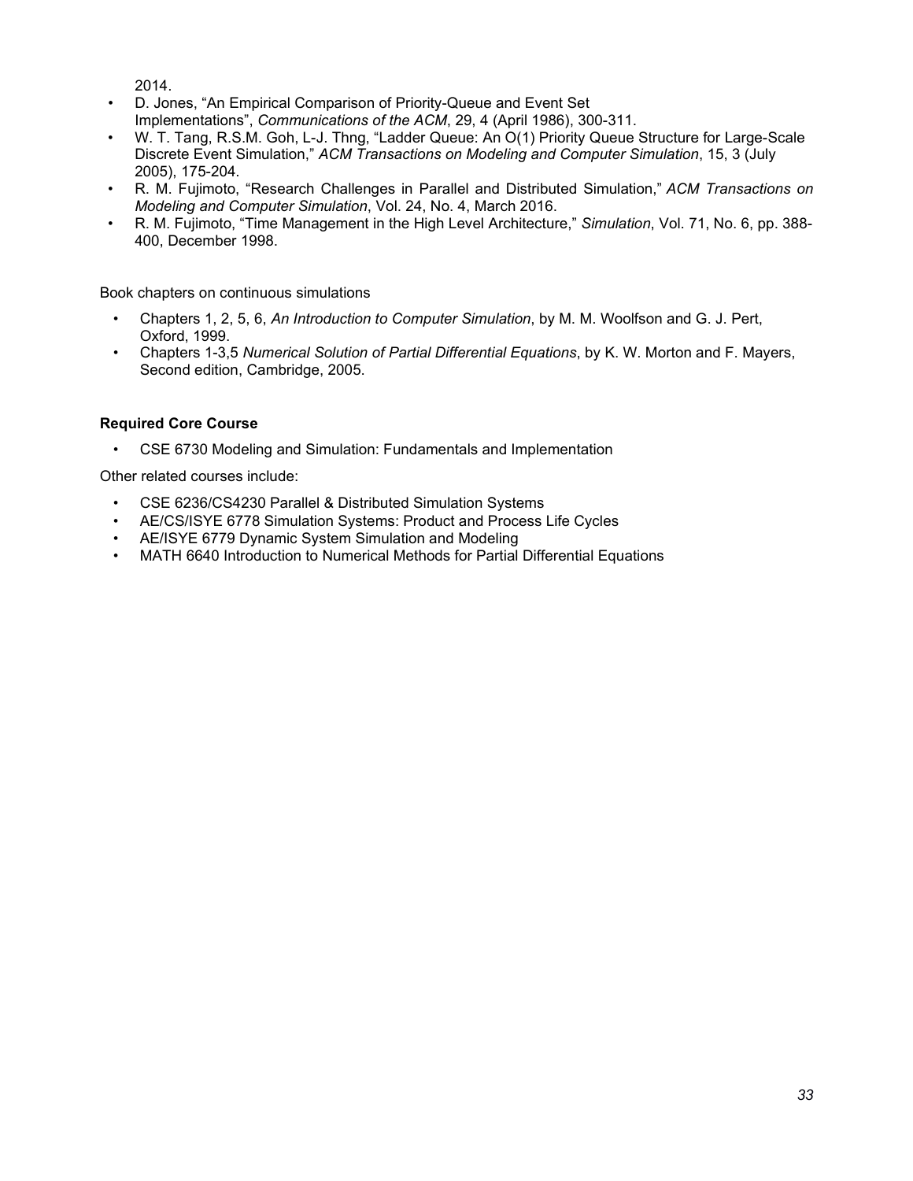2014.

- D. Jones, “An Empirical Comparison of Priority-Queue and Event Set Implementations”, *Communications of the ACM*, 29, 4 (April 1986), 300-311.
- W. T. Tang, R.S.M. Goh, L-J. Thng, “Ladder Queue: An O(1) Priority Queue Structure for Large-Scale Discrete Event Simulation,” *ACM Transactions on Modeling and Computer Simulation*, 15, 3 (July 2005), 175-204.
- R. M. Fujimoto, “Research Challenges in Parallel and Distributed Simulation,” *ACM Transactions on Modeling and Computer Simulation*, Vol. 24, No. 4, March 2016.
- R. M. Fujimoto, “Time Management in the High Level Architecture,” *Simulation*, Vol. 71, No. 6, pp. 388-400, December 1998.

Book chapters on continuous simulations

- Chapters 1, 2, 5, 6, *An Introduction to Computer Simulation*, by M. M. Woolfson and G. J. Pert, Oxford, 1999.
- Chapters 1-3,5 *Numerical Solution of Partial Differential Equations*, by K. W. Morton and F. Mayers, Second edition, Cambridge, 2005.

**Required Core Course**

- CSE 6730 Modeling and Simulation: Fundamentals and Implementation

Other related courses include:

- CSE 6236/CS4230 Parallel & Distributed Simulation Systems
- AE/CS/ISYE 6778 Simulation Systems: Product and Process Life Cycles
- AE/ISYE 6779 Dynamic System Simulation and Modeling
- MATH 6640 Introduction to Numerical Methods for Partial Differential Equations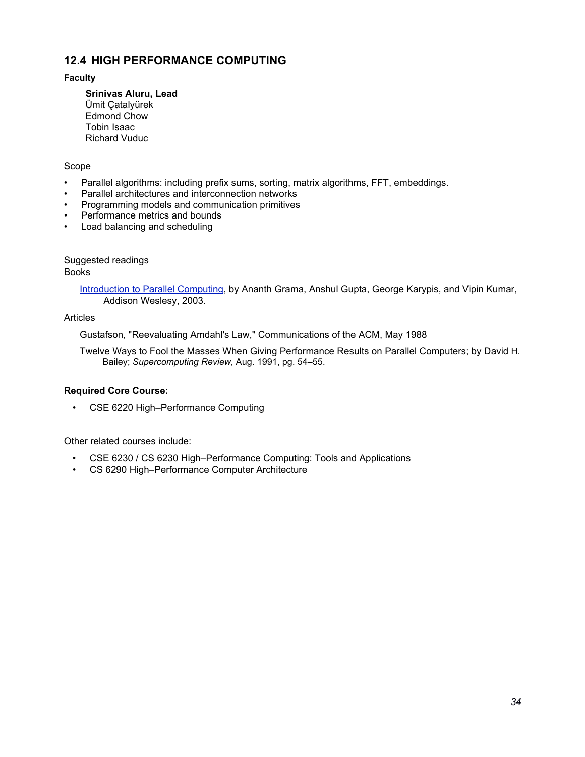## 12.4 HIGH PERFORMANCE COMPUTING

**Faculty**

**Srinivas Aluru, Lead**
Ümit Çatalyürek
Edmond Chow
Tobin Isaac
Richard Vuduc

Scope

- Parallel algorithms: including prefix sums, sorting, matrix algorithms, FFT, embeddings.
- Parallel architectures and interconnection networks
- Programming models and communication primitives
- Performance metrics and bounds
- Load balancing and scheduling

Suggested readings
Books

Introduction to Parallel Computing, by Ananth Grama, Anshul Gupta, George Karypis, and Vipin Kumar, Addison Weslesy, 2003.

Articles

Gustafson, "Reevaluating Amdahl's Law," Communications of the ACM, May 1988

Twelve Ways to Fool the Masses When Giving Performance Results on Parallel Computers; by David H. Bailey; *Supercomputing Review*, Aug. 1991, pg. 54–55.

**Required Core Course:**

- CSE 6220 High–Performance Computing

Other related courses include:

- CSE 6230 / CS 6230 High–Performance Computing: Tools and Applications
- CS 6290 High–Performance Computer Architecture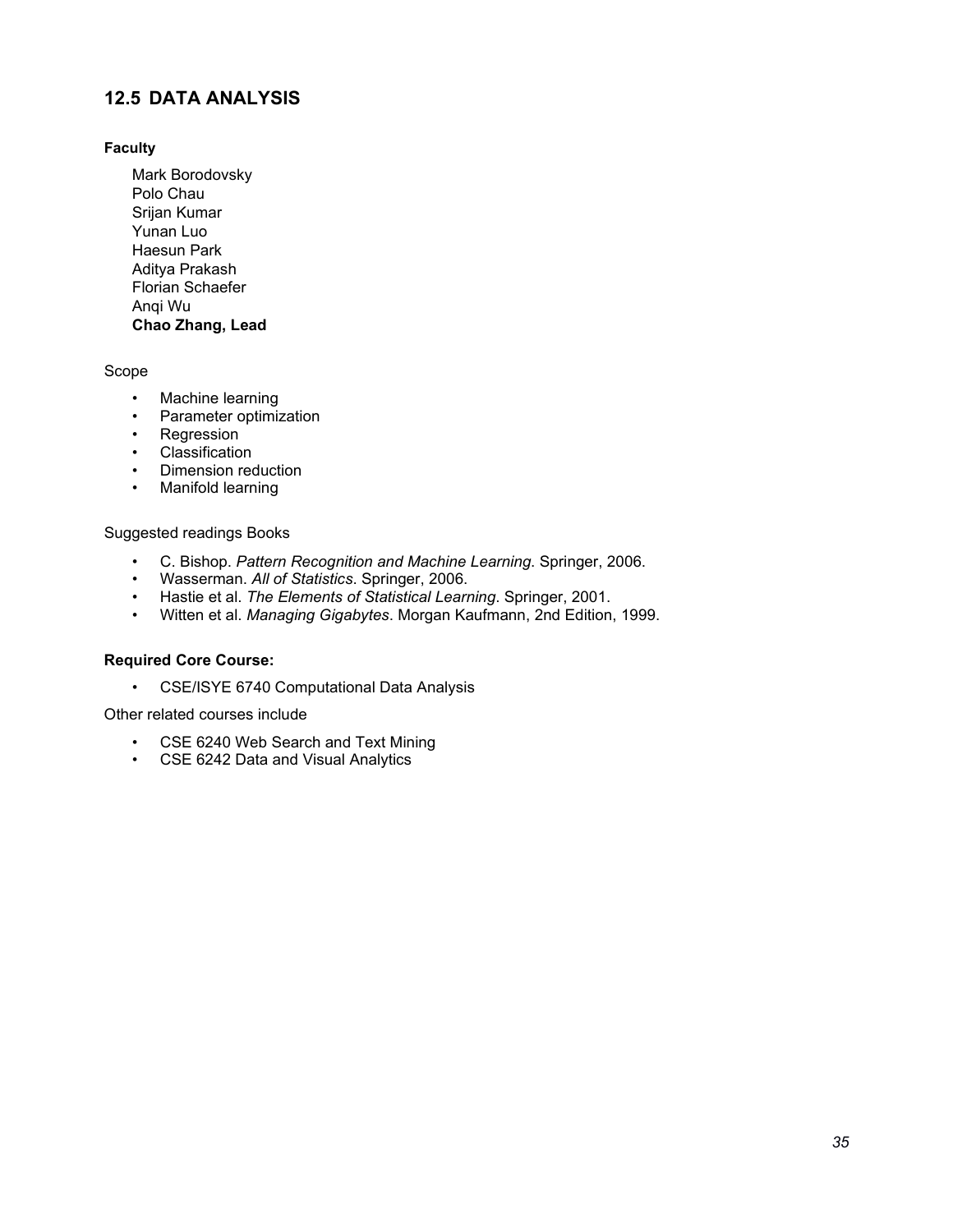## 12.5 DATA ANALYSIS

**Faculty**

Mark Borodovsky
Polo Chau
Srijan Kumar
Yunan Luo
Haesun Park
Aditya Prakash
Florian Schaefer
Anqi Wu
**Chao Zhang, Lead**

Scope

- Machine learning
- Parameter optimization
- Regression
- Classification
- Dimension reduction
- Manifold learning

Suggested readings Books

- C. Bishop. *Pattern Recognition and Machine Learning*. Springer, 2006.
- Wasserman. *All of Statistics*. Springer, 2006.
- Hastie et al. *The Elements of Statistical Learning*. Springer, 2001.
- Witten et al. *Managing Gigabytes*. Morgan Kaufmann, 2nd Edition, 1999.

**Required Core Course:**

- CSE/ISYE 6740 Computational Data Analysis

Other related courses include

- CSE 6240 Web Search and Text Mining
- CSE 6242 Data and Visual Analytics